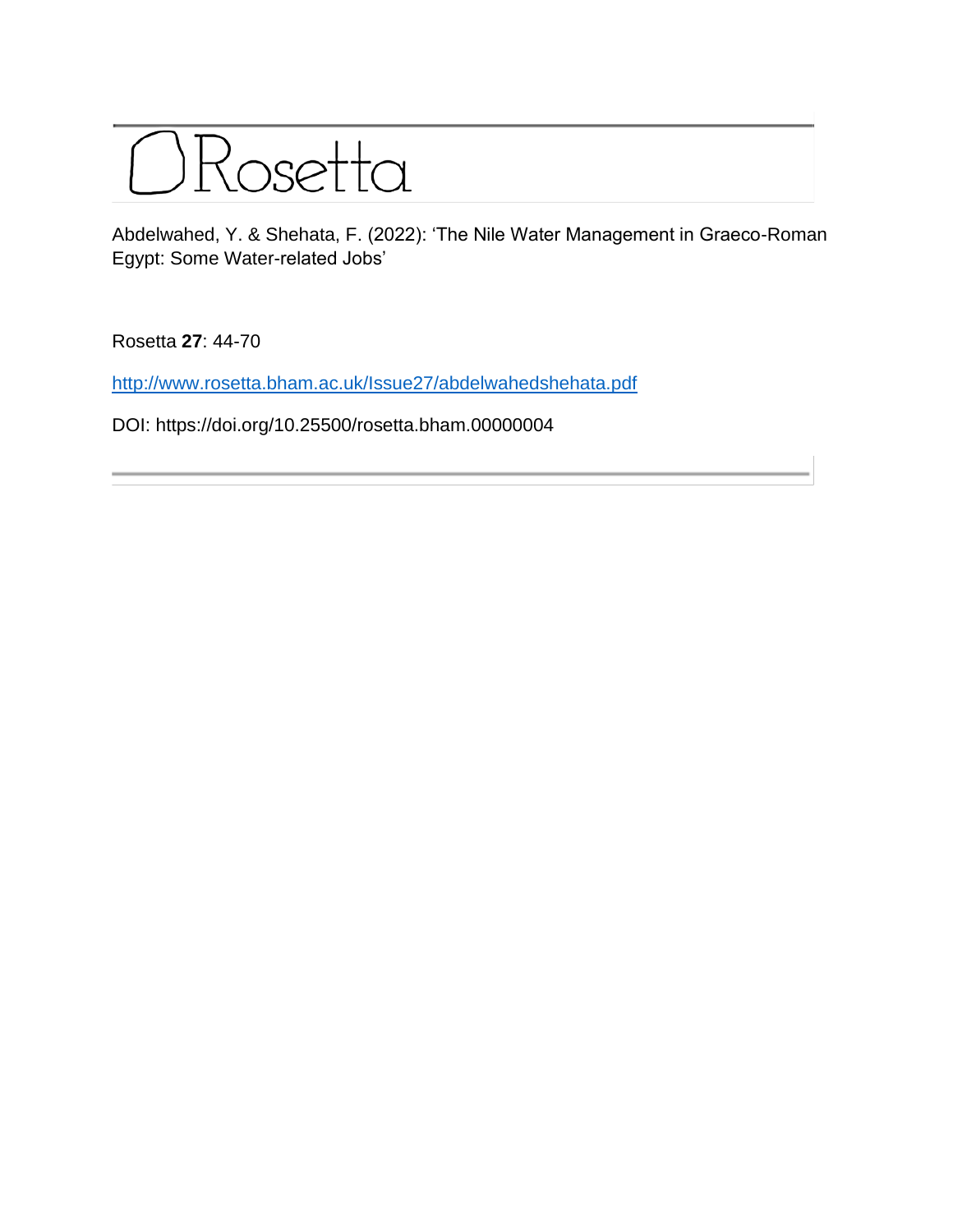# Rosetta

Abdelwahed, Y. & Shehata, F. (2022): 'The Nile Water Management in Graeco-Roman Egypt: Some Water-related Jobs'

Rosetta **27**: 44-70

http://www.rosetta.bham.ac.uk/Issue27/abdelwahedshehata.pdf

DOI: https://doi.org/10.25500/rosetta.bham.00000004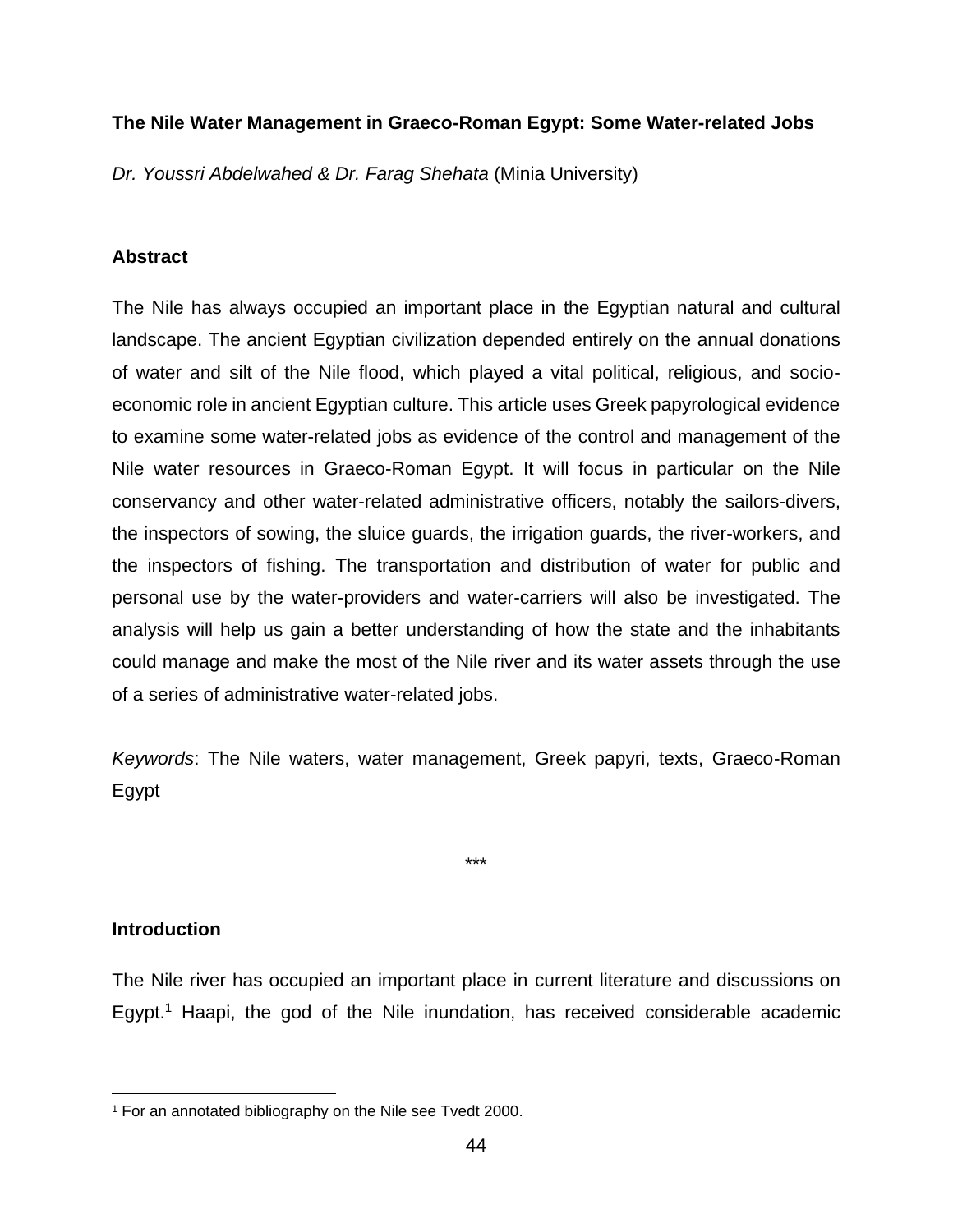## The Nile Water Management in Graeco-Roman Egypt: Some Water-related Jobs

*Dr. Youssri Abdelwahed & Dr. Farag Shehata* (Minia University)

### Abstract

The Nile has always occupied an important place in the Egyptian natural and cultural landscape. The ancient Egyptian civilization depended entirely on the annual donations of water and silt of the Nile flood, which played a vital political, religious, and socio-economic role in ancient Egyptian culture. This article uses Greek papyrological evidence to examine some water-related jobs as evidence of the control and management of the Nile water resources in Graeco-Roman Egypt. It will focus in particular on the Nile conservancy and other water-related administrative officers, notably the sailors-divers, the inspectors of sowing, the sluice guards, the irrigation guards, the river-workers, and the inspectors of fishing. The transportation and distribution of water for public and personal use by the water-providers and water-carriers will also be investigated. The analysis will help us gain a better understanding of how the state and the inhabitants could manage and make the most of the Nile river and its water assets through the use of a series of administrative water-related jobs.

*Keywords*: The Nile waters, water management, Greek papyri, texts, Graeco-Roman Egypt

\*\*\*

### Introduction

The Nile river has occupied an important place in current literature and discussions on Egypt.[1] Haapi, the god of the Nile inundation, has received considerable academic

[1] For an annotated bibliography on the Nile see Tvedt 2000.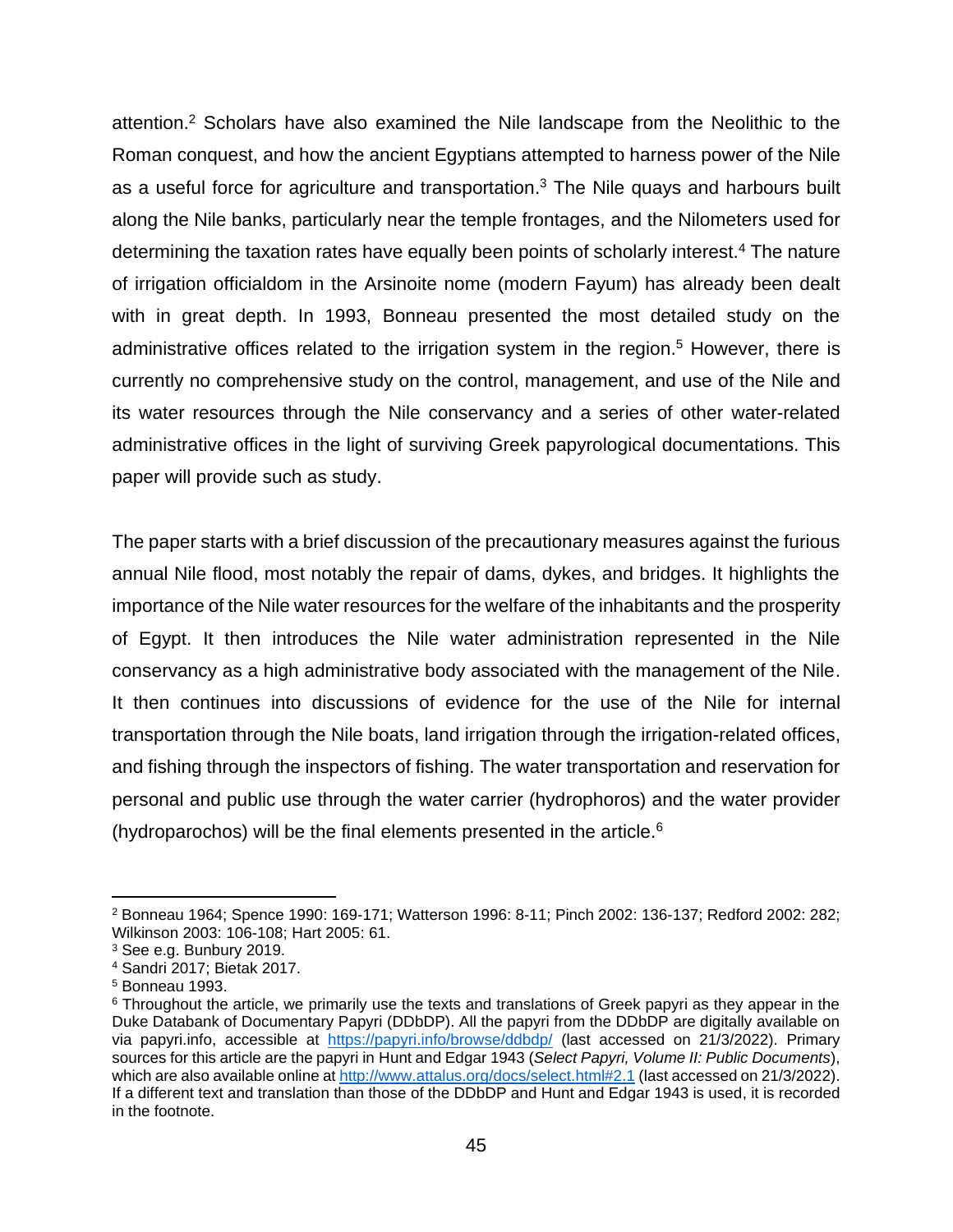attention.[2] Scholars have also examined the Nile landscape from the Neolithic to the Roman conquest, and how the ancient Egyptians attempted to harness power of the Nile as a useful force for agriculture and transportation.[3] The Nile quays and harbours built along the Nile banks, particularly near the temple frontages, and the Nilometers used for determining the taxation rates have equally been points of scholarly interest.[4] The nature of irrigation officialdom in the Arsinoite nome (modern Fayum) has already been dealt with in great depth. In 1993, Bonneau presented the most detailed study on the administrative offices related to the irrigation system in the region.[5] However, there is currently no comprehensive study on the control, management, and use of the Nile and its water resources through the Nile conservancy and a series of other water-related administrative offices in the light of surviving Greek papyrological documentations. This paper will provide such as study.

The paper starts with a brief discussion of the precautionary measures against the furious annual Nile flood, most notably the repair of dams, dykes, and bridges. It highlights the importance of the Nile water resources for the welfare of the inhabitants and the prosperity of Egypt. It then introduces the Nile water administration represented in the Nile conservancy as a high administrative body associated with the management of the Nile. It then continues into discussions of evidence for the use of the Nile for internal transportation through the Nile boats, land irrigation through the irrigation-related offices, and fishing through the inspectors of fishing. The water transportation and reservation for personal and public use through the water carrier (hydrophoros) and the water provider (hydroparochos) will be the final elements presented in the article.[6]

---

[2] Bonneau 1964; Spence 1990: 169-171; Watterson 1996: 8-11; Pinch 2002: 136-137; Redford 2002: 282; Wilkinson 2003: 106-108; Hart 2005: 61.

[3] See e.g. Bunbury 2019.

[4] Sandri 2017; Bietak 2017.

[5] Bonneau 1993.

[6] Throughout the article, we primarily use the texts and translations of Greek papyri as they appear in the Duke Databank of Documentary Papyri (DDbDP). All the papyri from the DDbDP are digitally available on via papyri.info, accessible at https://papyri.info/browse/ddbdp/ (last accessed on 21/3/2022). Primary sources for this article are the papyri in Hunt and Edgar 1943 (*Select Papyri, Volume II: Public Documents*), which are also available online at http://www.attalus.org/docs/select.html#2.1 (last accessed on 21/3/2022). If a different text and translation than those of the DDbDP and Hunt and Edgar 1943 is used, it is recorded in the footnote.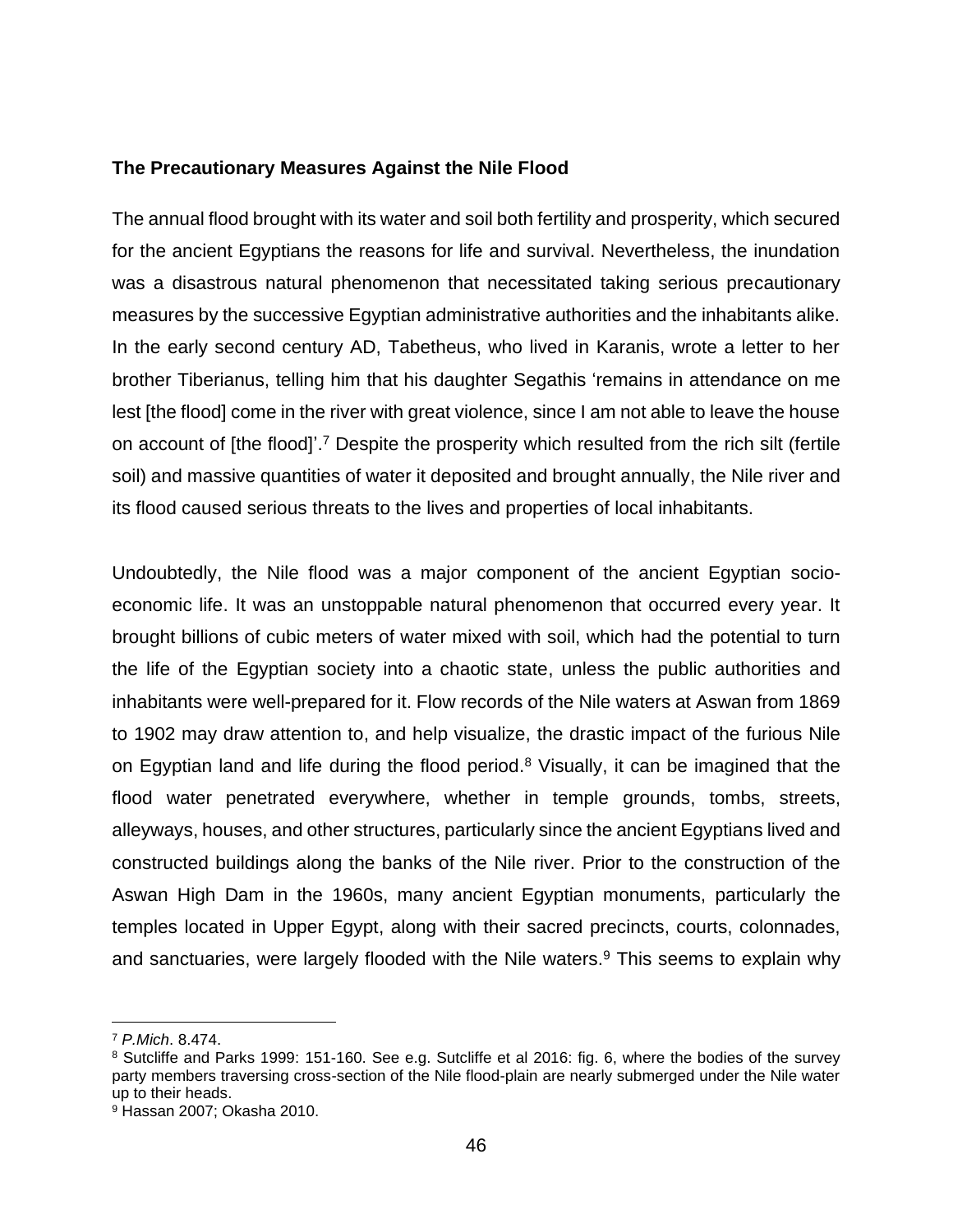**The Precautionary Measures Against the Nile Flood**

The annual flood brought with its water and soil both fertility and prosperity, which secured for the ancient Egyptians the reasons for life and survival. Nevertheless, the inundation was a disastrous natural phenomenon that necessitated taking serious precautionary measures by the successive Egyptian administrative authorities and the inhabitants alike. In the early second century AD, Tabetheus, who lived in Karanis, wrote a letter to her brother Tiberianus, telling him that his daughter Segathis 'remains in attendance on me lest [the flood] come in the river with great violence, since I am not able to leave the house on account of [the flood]'.[7] Despite the prosperity which resulted from the rich silt (fertile soil) and massive quantities of water it deposited and brought annually, the Nile river and its flood caused serious threats to the lives and properties of local inhabitants.

Undoubtedly, the Nile flood was a major component of the ancient Egyptian socio-economic life. It was an unstoppable natural phenomenon that occurred every year. It brought billions of cubic meters of water mixed with soil, which had the potential to turn the life of the Egyptian society into a chaotic state, unless the public authorities and inhabitants were well-prepared for it. Flow records of the Nile waters at Aswan from 1869 to 1902 may draw attention to, and help visualize, the drastic impact of the furious Nile on Egyptian land and life during the flood period.[8] Visually, it can be imagined that the flood water penetrated everywhere, whether in temple grounds, tombs, streets, alleyways, houses, and other structures, particularly since the ancient Egyptians lived and constructed buildings along the banks of the Nile river. Prior to the construction of the Aswan High Dam in the 1960s, many ancient Egyptian monuments, particularly the temples located in Upper Egypt, along with their sacred precincts, courts, colonnades, and sanctuaries, were largely flooded with the Nile waters.[9] This seems to explain why

---

[7] *P.Mich*. 8.474.

[8] Sutcliffe and Parks 1999: 151-160. See e.g. Sutcliffe et al 2016: fig. 6, where the bodies of the survey party members traversing cross-section of the Nile flood-plain are nearly submerged under the Nile water up to their heads.

[9] Hassan 2007; Okasha 2010.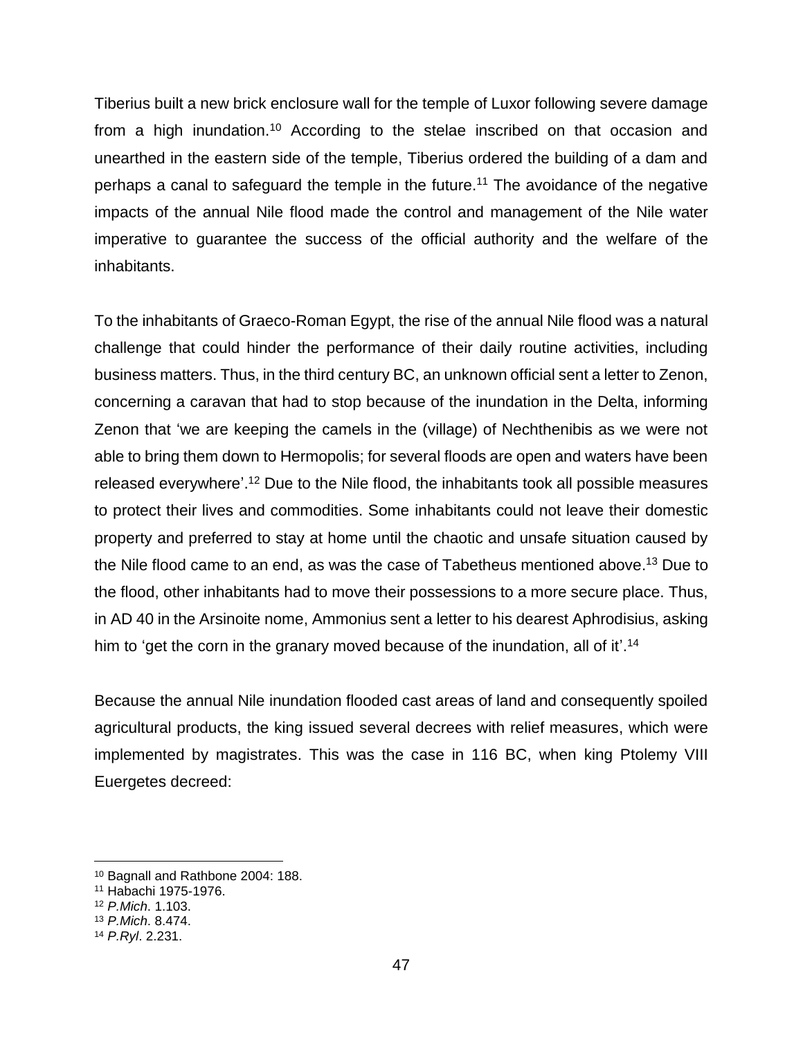Tiberius built a new brick enclosure wall for the temple of Luxor following severe damage from a high inundation.[10] According to the stelae inscribed on that occasion and unearthed in the eastern side of the temple, Tiberius ordered the building of a dam and perhaps a canal to safeguard the temple in the future.[11] The avoidance of the negative impacts of the annual Nile flood made the control and management of the Nile water imperative to guarantee the success of the official authority and the welfare of the inhabitants.

To the inhabitants of Graeco-Roman Egypt, the rise of the annual Nile flood was a natural challenge that could hinder the performance of their daily routine activities, including business matters. Thus, in the third century BC, an unknown official sent a letter to Zenon, concerning a caravan that had to stop because of the inundation in the Delta, informing Zenon that 'we are keeping the camels in the (village) of Nechthenibis as we were not able to bring them down to Hermopolis; for several floods are open and waters have been released everywhere'.[12] Due to the Nile flood, the inhabitants took all possible measures to protect their lives and commodities. Some inhabitants could not leave their domestic property and preferred to stay at home until the chaotic and unsafe situation caused by the Nile flood came to an end, as was the case of Tabetheus mentioned above.[13] Due to the flood, other inhabitants had to move their possessions to a more secure place. Thus, in AD 40 in the Arsinoite nome, Ammonius sent a letter to his dearest Aphrodisius, asking him to 'get the corn in the granary moved because of the inundation, all of it'.[14]

Because the annual Nile inundation flooded cast areas of land and consequently spoiled agricultural products, the king issued several decrees with relief measures, which were implemented by magistrates. This was the case in 116 BC, when king Ptolemy VIII Euergetes decreed:

---

[10] Bagnall and Rathbone 2004: 188.
[11] Habachi 1975-1976.
[12] *P.Mich*. 1.103.
[13] *P.Mich*. 8.474.
[14] *P.Ryl*. 2.231.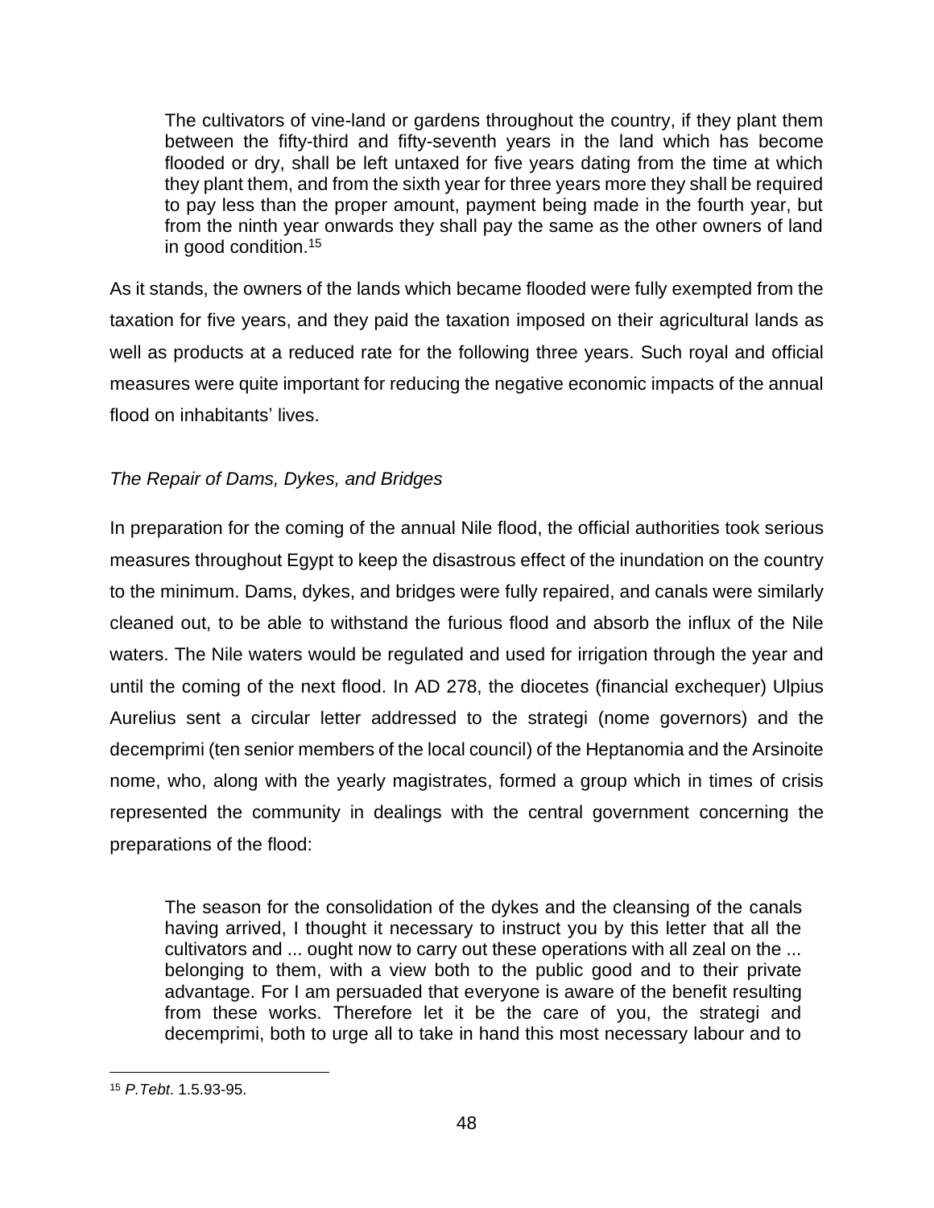> The cultivators of vine-land or gardens throughout the country, if they plant them between the fifty-third and fifty-seventh years in the land which has become flooded or dry, shall be left untaxed for five years dating from the time at which they plant them, and from the sixth year for three years more they shall be required to pay less than the proper amount, payment being made in the fourth year, but from the ninth year onwards they shall pay the same as the other owners of land in good condition.[15]

As it stands, the owners of the lands which became flooded were fully exempted from the taxation for five years, and they paid the taxation imposed on their agricultural lands as well as products at a reduced rate for the following three years. Such royal and official measures were quite important for reducing the negative economic impacts of the annual flood on inhabitants' lives.

*The Repair of Dams, Dykes, and Bridges*

In preparation for the coming of the annual Nile flood, the official authorities took serious measures throughout Egypt to keep the disastrous effect of the inundation on the country to the minimum. Dams, dykes, and bridges were fully repaired, and canals were similarly cleaned out, to be able to withstand the furious flood and absorb the influx of the Nile waters. The Nile waters would be regulated and used for irrigation through the year and until the coming of the next flood. In AD 278, the diocetes (financial exchequer) Ulpius Aurelius sent a circular letter addressed to the strategi (nome governors) and the decemprimi (ten senior members of the local council) of the Heptanomia and the Arsinoite nome, who, along with the yearly magistrates, formed a group which in times of crisis represented the community in dealings with the central government concerning the preparations of the flood:

> The season for the consolidation of the dykes and the cleansing of the canals having arrived, I thought it necessary to instruct you by this letter that all the cultivators and ... ought now to carry out these operations with all zeal on the ... belonging to them, with a view both to the public good and to their private advantage. For I am persuaded that everyone is aware of the benefit resulting from these works. Therefore let it be the care of you, the strategi and decemprimi, both to urge all to take in hand this most necessary labour and to

[15] *P.Tebt*. 1.5.93-95.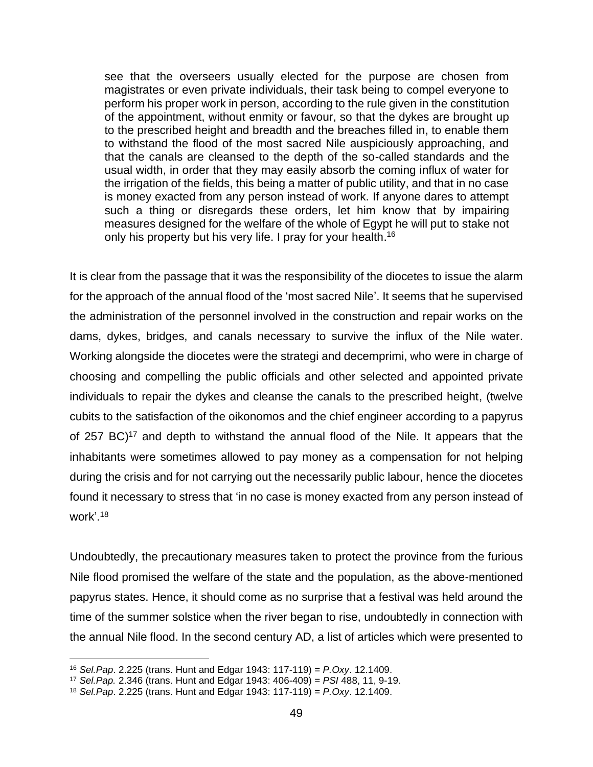> see that the overseers usually elected for the purpose are chosen from magistrates or even private individuals, their task being to compel everyone to perform his proper work in person, according to the rule given in the constitution of the appointment, without enmity or favour, so that the dykes are brought up to the prescribed height and breadth and the breaches filled in, to enable them to withstand the flood of the most sacred Nile auspiciously approaching, and that the canals are cleansed to the depth of the so-called standards and the usual width, in order that they may easily absorb the coming influx of water for the irrigation of the fields, this being a matter of public utility, and that in no case is money exacted from any person instead of work. If anyone dares to attempt such a thing or disregards these orders, let him know that by impairing measures designed for the welfare of the whole of Egypt he will put to stake not only his property but his very life. I pray for your health.[16]

It is clear from the passage that it was the responsibility of the diocetes to issue the alarm for the approach of the annual flood of the 'most sacred Nile'. It seems that he supervised the administration of the personnel involved in the construction and repair works on the dams, dykes, bridges, and canals necessary to survive the influx of the Nile water. Working alongside the diocetes were the strategi and decemprimi, who were in charge of choosing and compelling the public officials and other selected and appointed private individuals to repair the dykes and cleanse the canals to the prescribed height, (twelve cubits to the satisfaction of the oikonomos and the chief engineer according to a papyrus of 257 BC)[17] and depth to withstand the annual flood of the Nile. It appears that the inhabitants were sometimes allowed to pay money as a compensation for not helping during the crisis and for not carrying out the necessarily public labour, hence the diocetes found it necessary to stress that 'in no case is money exacted from any person instead of work'.[18]

Undoubtedly, the precautionary measures taken to protect the province from the furious Nile flood promised the welfare of the state and the population, as the above-mentioned papyrus states. Hence, it should come as no surprise that a festival was held around the time of the summer solstice when the river began to rise, undoubtedly in connection with the annual Nile flood. In the second century AD, a list of articles which were presented to

[16] *Sel.Pap*. 2.225 (trans. Hunt and Edgar 1943: 117-119) = *P.Oxy*. 12.1409.

[17] *Sel.Pap.* 2.346 (trans. Hunt and Edgar 1943: 406-409) = *PSI* 488, 11, 9-19.

[18] *Sel.Pap*. 2.225 (trans. Hunt and Edgar 1943: 117-119) = *P.Oxy*. 12.1409.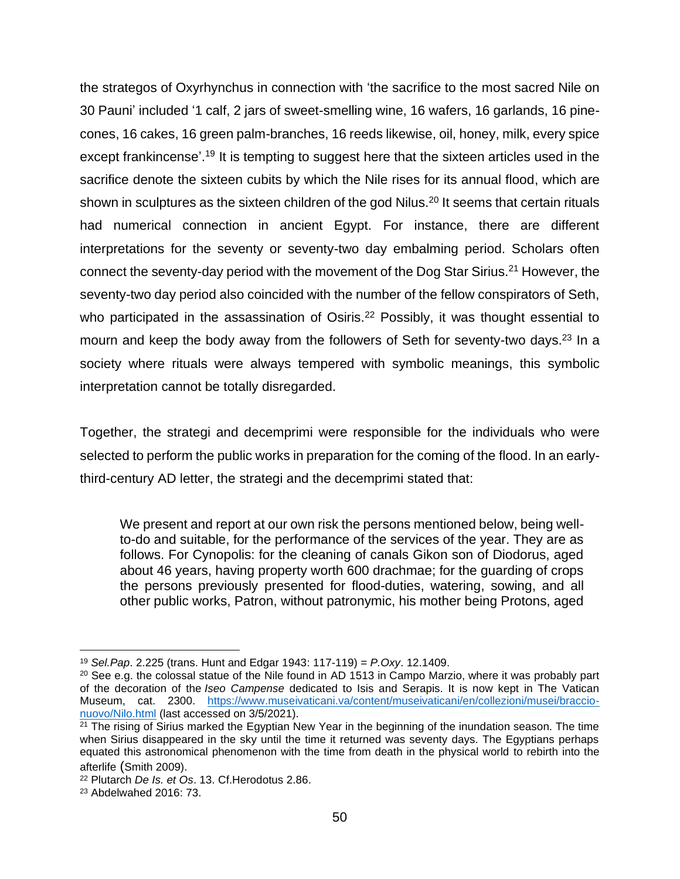the strategos of Oxyrhynchus in connection with 'the sacrifice to the most sacred Nile on 30 Pauni' included '1 calf, 2 jars of sweet-smelling wine, 16 wafers, 16 garlands, 16 pine-cones, 16 cakes, 16 green palm-branches, 16 reeds likewise, oil, honey, milk, every spice except frankincense'.[19] It is tempting to suggest here that the sixteen articles used in the sacrifice denote the sixteen cubits by which the Nile rises for its annual flood, which are shown in sculptures as the sixteen children of the god Nilus.[20] It seems that certain rituals had numerical connection in ancient Egypt. For instance, there are different interpretations for the seventy or seventy-two day embalming period. Scholars often connect the seventy-day period with the movement of the Dog Star Sirius.[21] However, the seventy-two day period also coincided with the number of the fellow conspirators of Seth, who participated in the assassination of Osiris.[22] Possibly, it was thought essential to mourn and keep the body away from the followers of Seth for seventy-two days.[23] In a society where rituals were always tempered with symbolic meanings, this symbolic interpretation cannot be totally disregarded.

Together, the strategi and decemprimi were responsible for the individuals who were selected to perform the public works in preparation for the coming of the flood. In an early-third-century AD letter, the strategi and the decemprimi stated that:

> We present and report at our own risk the persons mentioned below, being well-to-do and suitable, for the performance of the services of the year. They are as follows. For Cynopolis: for the cleaning of canals Gikon son of Diodorus, aged about 46 years, having property worth 600 drachmae; for the guarding of crops the persons previously presented for flood-duties, watering, sowing, and all other public works, Patron, without patronymic, his mother being Protons, aged

---

[19] *Sel.Pap*. 2.225 (trans. Hunt and Edgar 1943: 117-119) = *P.Oxy*. 12.1409.

[20] See e.g. the colossal statue of the Nile found in AD 1513 in Campo Marzio, where it was probably part of the decoration of the *Iseo Campense* dedicated to Isis and Serapis. It is now kept in The Vatican Museum, cat. 2300. https://www.museivaticani.va/content/museivaticani/en/collezioni/musei/braccio-nuovo/Nilo.html (last accessed on 3/5/2021).

[21] The rising of Sirius marked the Egyptian New Year in the beginning of the inundation season. The time when Sirius disappeared in the sky until the time it returned was seventy days. The Egyptians perhaps equated this astronomical phenomenon with the time from death in the physical world to rebirth into the afterlife (Smith 2009).

[22] Plutarch *De Is. et Os*. 13. Cf.Herodotus 2.86.

[23] Abdelwahed 2016: 73.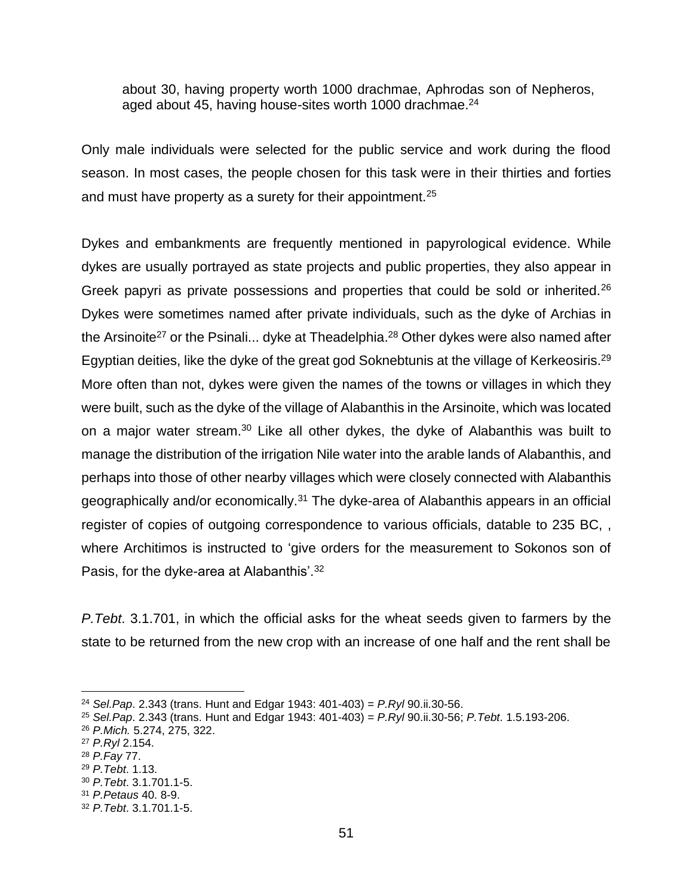> about 30, having property worth 1000 drachmae, Aphrodas son of Nepheros, aged about 45, having house-sites worth 1000 drachmae.[24]

Only male individuals were selected for the public service and work during the flood season. In most cases, the people chosen for this task were in their thirties and forties and must have property as a surety for their appointment.[25]

Dykes and embankments are frequently mentioned in papyrological evidence. While dykes are usually portrayed as state projects and public properties, they also appear in Greek papyri as private possessions and properties that could be sold or inherited.[26] Dykes were sometimes named after private individuals, such as the dyke of Archias in the Arsinoite[27] or the Psinali... dyke at Theadelphia.[28] Other dykes were also named after Egyptian deities, like the dyke of the great god Soknebtunis at the village of Kerkeosiris.[29] More often than not, dykes were given the names of the towns or villages in which they were built, such as the dyke of the village of Alabanthis in the Arsinoite, which was located on a major water stream.[30] Like all other dykes, the dyke of Alabanthis was built to manage the distribution of the irrigation Nile water into the arable lands of Alabanthis, and perhaps into those of other nearby villages which were closely connected with Alabanthis geographically and/or economically.[31] The dyke-area of Alabanthis appears in an official register of copies of outgoing correspondence to various officials, datable to 235 BC, , where Architimos is instructed to 'give orders for the measurement to Sokonos son of Pasis, for the dyke-area at Alabanthis'.[32]

*P.Tebt*. 3.1.701, in which the official asks for the wheat seeds given to farmers by the state to be returned from the new crop with an increase of one half and the rent shall be

---

[24] *Sel.Pap*. 2.343 (trans. Hunt and Edgar 1943: 401-403) = *P.Ryl* 90.ii.30-56.

[25] *Sel.Pap*. 2.343 (trans. Hunt and Edgar 1943: 401-403) = *P.Ryl* 90.ii.30-56; *P.Tebt*. 1.5.193-206.

[26] *P.Mich.* 5.274, 275, 322.

[27] *P.Ryl* 2.154.

[28] *P.Fay* 77.

[29] *P.Tebt*. 1.13.

[30] *P.Tebt*. 3.1.701.1-5.

[31] *P.Petaus* 40. 8-9.

[32] *P.Tebt*. 3.1.701.1-5.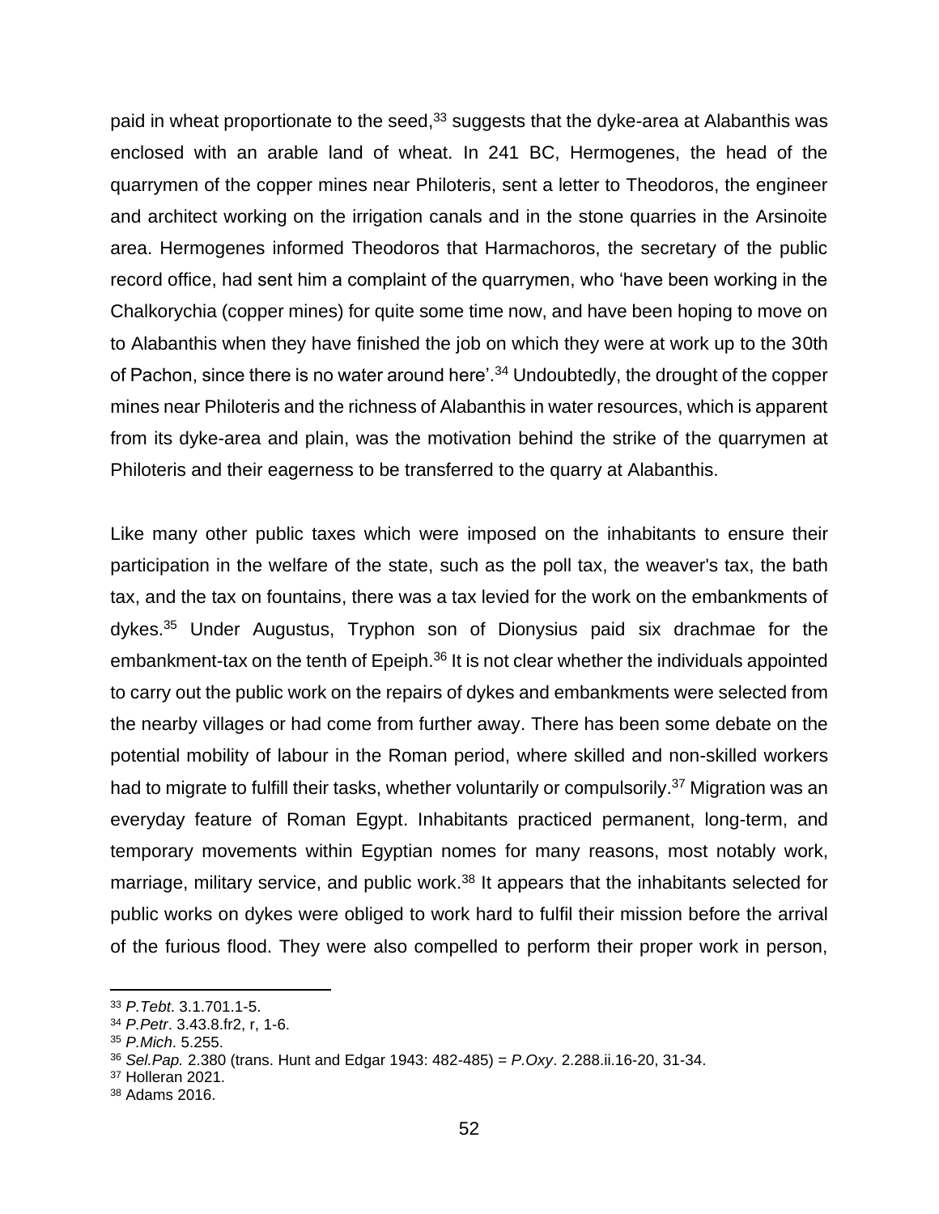paid in wheat proportionate to the seed,[33] suggests that the dyke-area at Alabanthis was enclosed with an arable land of wheat. In 241 BC, Hermogenes, the head of the quarrymen of the copper mines near Philoteris, sent a letter to Theodoros, the engineer and architect working on the irrigation canals and in the stone quarries in the Arsinoite area. Hermogenes informed Theodoros that Harmachoros, the secretary of the public record office, had sent him a complaint of the quarrymen, who 'have been working in the Chalkorychia (copper mines) for quite some time now, and have been hoping to move on to Alabanthis when they have finished the job on which they were at work up to the 30th of Pachon, since there is no water around here'.[34] Undoubtedly, the drought of the copper mines near Philoteris and the richness of Alabanthis in water resources, which is apparent from its dyke-area and plain, was the motivation behind the strike of the quarrymen at Philoteris and their eagerness to be transferred to the quarry at Alabanthis.

Like many other public taxes which were imposed on the inhabitants to ensure their participation in the welfare of the state, such as the poll tax, the weaver's tax, the bath tax, and the tax on fountains, there was a tax levied for the work on the embankments of dykes.[35] Under Augustus, Tryphon son of Dionysius paid six drachmae for the embankment-tax on the tenth of Epeiph.[36] It is not clear whether the individuals appointed to carry out the public work on the repairs of dykes and embankments were selected from the nearby villages or had come from further away. There has been some debate on the potential mobility of labour in the Roman period, where skilled and non-skilled workers had to migrate to fulfill their tasks, whether voluntarily or compulsorily.[37] Migration was an everyday feature of Roman Egypt. Inhabitants practiced permanent, long-term, and temporary movements within Egyptian nomes for many reasons, most notably work, marriage, military service, and public work.[38] It appears that the inhabitants selected for public works on dykes were obliged to work hard to fulfil their mission before the arrival of the furious flood. They were also compelled to perform their proper work in person,

---

[33] *P.Tebt*. 3.1.701.1-5.

[34] *P.Petr*. 3.43.8.fr2, r, 1-6.

[35] *P.Mich.* 5.255.

[36] *Sel.Pap.* 2.380 (trans. Hunt and Edgar 1943: 482-485) = *P.Oxy*. 2.288.ii.16-20, 31-34.

[37] Holleran 2021.

[38] Adams 2016.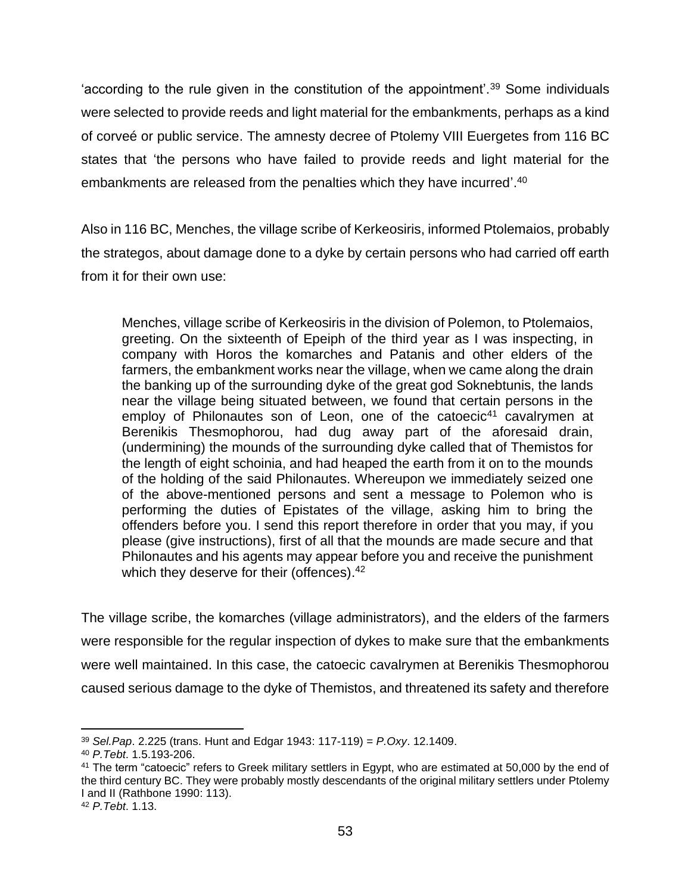'according to the rule given in the constitution of the appointment'.[39] Some individuals were selected to provide reeds and light material for the embankments, perhaps as a kind of corveé or public service. The amnesty decree of Ptolemy VIII Euergetes from 116 BC states that 'the persons who have failed to provide reeds and light material for the embankments are released from the penalties which they have incurred'.[40]

Also in 116 BC, Menches, the village scribe of Kerkeosiris, informed Ptolemaios, probably the strategos, about damage done to a dyke by certain persons who had carried off earth from it for their own use:

> Menches, village scribe of Kerkeosiris in the division of Polemon, to Ptolemaios, greeting. On the sixteenth of Epeiph of the third year as I was inspecting, in company with Horos the komarches and Patanis and other elders of the farmers, the embankment works near the village, when we came along the drain the banking up of the surrounding dyke of the great god Soknebtunis, the lands near the village being situated between, we found that certain persons in the employ of Philonautes son of Leon, one of the catoecic[41] cavalrymen at Berenikis Thesmophorou, had dug away part of the aforesaid drain, (undermining) the mounds of the surrounding dyke called that of Themistos for the length of eight schoinia, and had heaped the earth from it on to the mounds of the holding of the said Philonautes. Whereupon we immediately seized one of the above-mentioned persons and sent a message to Polemon who is performing the duties of Epistates of the village, asking him to bring the offenders before you. I send this report therefore in order that you may, if you please (give instructions), first of all that the mounds are made secure and that Philonautes and his agents may appear before you and receive the punishment which they deserve for their (offences).[42]

The village scribe, the komarches (village administrators), and the elders of the farmers were responsible for the regular inspection of dykes to make sure that the embankments were well maintained. In this case, the catoecic cavalrymen at Berenikis Thesmophorou caused serious damage to the dyke of Themistos, and threatened its safety and therefore

---

[39] *Sel.Pap*. 2.225 (trans. Hunt and Edgar 1943: 117-119) = *P.Oxy*. 12.1409.

[40] *P.Tebt*. 1.5.193-206.

[41] The term "catoecic" refers to Greek military settlers in Egypt, who are estimated at 50,000 by the end of the third century BC. They were probably mostly descendants of the original military settlers under Ptolemy I and II (Rathbone 1990: 113).

[42] *P.Tebt*. 1.13.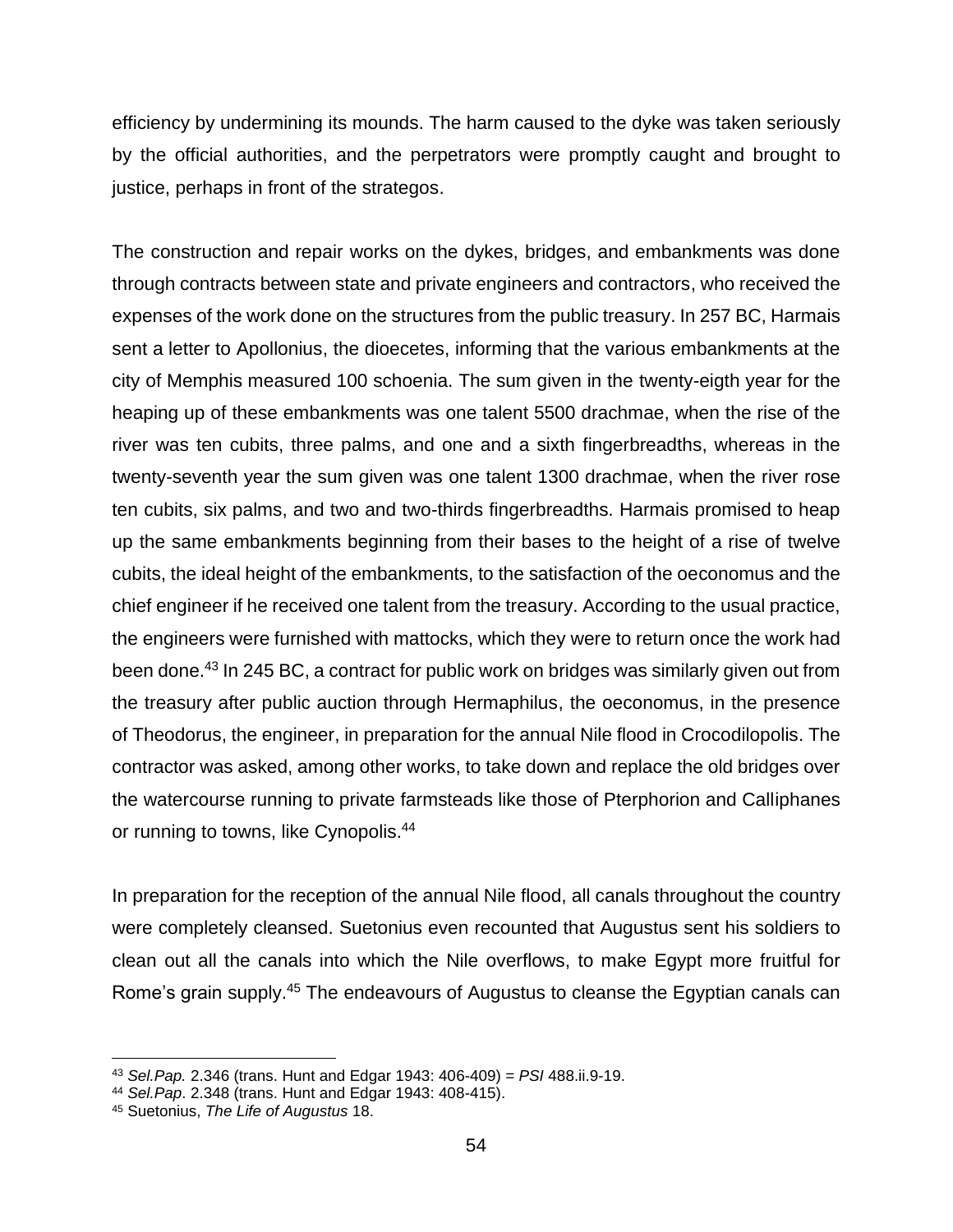efficiency by undermining its mounds. The harm caused to the dyke was taken seriously by the official authorities, and the perpetrators were promptly caught and brought to justice, perhaps in front of the strategos.

The construction and repair works on the dykes, bridges, and embankments was done through contracts between state and private engineers and contractors, who received the expenses of the work done on the structures from the public treasury. In 257 BC, Harmais sent a letter to Apollonius, the dioecetes, informing that the various embankments at the city of Memphis measured 100 schoenia. The sum given in the twenty-eigth year for the heaping up of these embankments was one talent 5500 drachmae, when the rise of the river was ten cubits, three palms, and one and a sixth fingerbreadths, whereas in the twenty-seventh year the sum given was one talent 1300 drachmae, when the river rose ten cubits, six palms, and two and two-thirds fingerbreadths. Harmais promised to heap up the same embankments beginning from their bases to the height of a rise of twelve cubits, the ideal height of the embankments, to the satisfaction of the oeconomus and the chief engineer if he received one talent from the treasury. According to the usual practice, the engineers were furnished with mattocks, which they were to return once the work had been done.[43] In 245 BC, a contract for public work on bridges was similarly given out from the treasury after public auction through Hermaphilus, the oeconomus, in the presence of Theodorus, the engineer, in preparation for the annual Nile flood in Crocodilopolis. The contractor was asked, among other works, to take down and replace the old bridges over the watercourse running to private farmsteads like those of Pterphorion and Calliphanes or running to towns, like Cynopolis.[44]

In preparation for the reception of the annual Nile flood, all canals throughout the country were completely cleansed. Suetonius even recounted that Augustus sent his soldiers to clean out all the canals into which the Nile overflows, to make Egypt more fruitful for Rome's grain supply.[45] The endeavours of Augustus to cleanse the Egyptian canals can

---

[43] *Sel.Pap.* 2.346 (trans. Hunt and Edgar 1943: 406-409) = *PSI* 488.ii.9-19.

[44] *Sel.Pap*. 2.348 (trans. Hunt and Edgar 1943: 408-415).

[45] Suetonius, *The Life of Augustus* 18.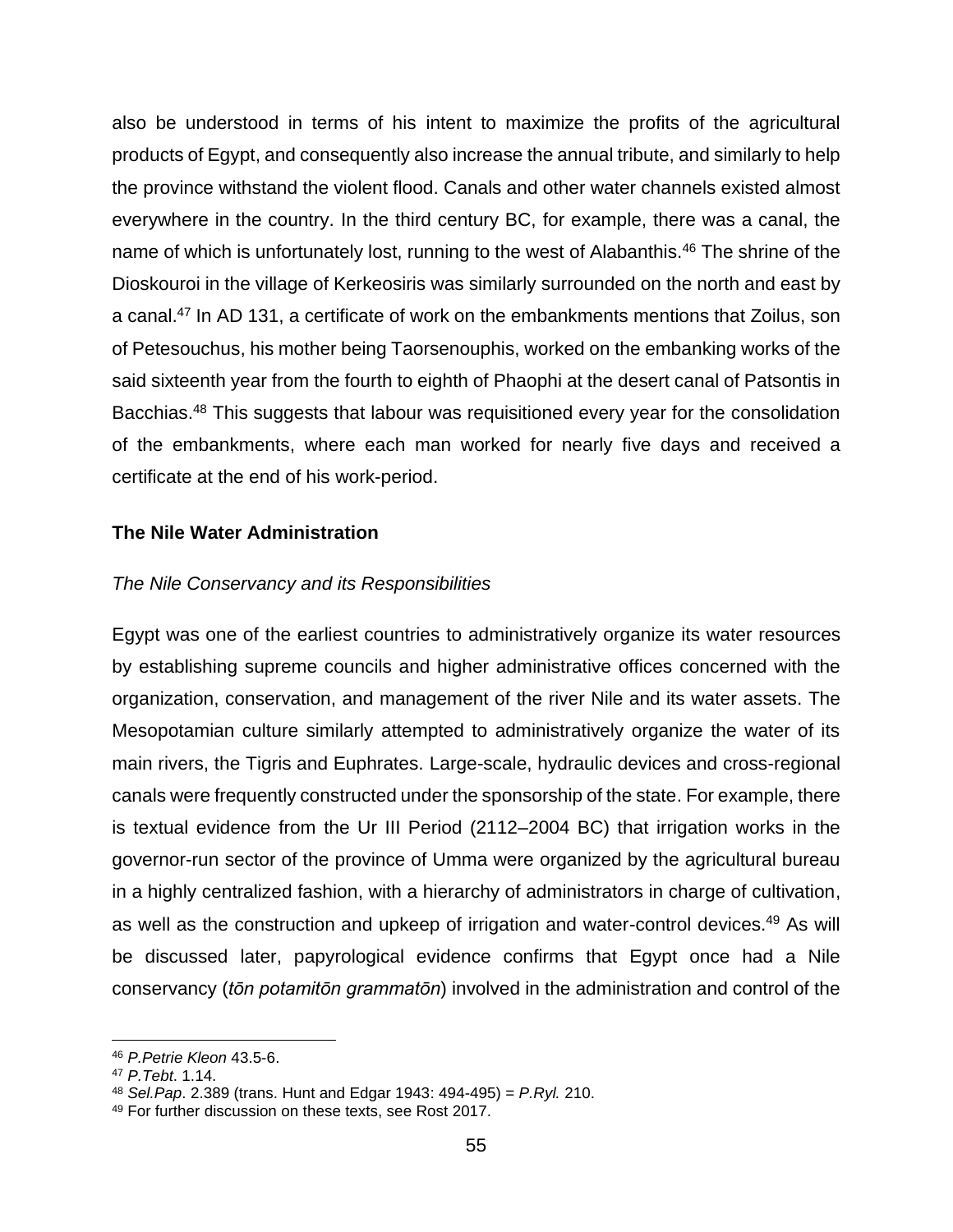also be understood in terms of his intent to maximize the profits of the agricultural products of Egypt, and consequently also increase the annual tribute, and similarly to help the province withstand the violent flood. Canals and other water channels existed almost everywhere in the country. In the third century BC, for example, there was a canal, the name of which is unfortunately lost, running to the west of Alabanthis.[46] The shrine of the Dioskouroi in the village of Kerkeosiris was similarly surrounded on the north and east by a canal.[47] In AD 131, a certificate of work on the embankments mentions that Zoilus, son of Petesouchus, his mother being Taorsenouphis, worked on the embanking works of the said sixteenth year from the fourth to eighth of Phaophi at the desert canal of Patsontis in Bacchias.[48] This suggests that labour was requisitioned every year for the consolidation of the embankments, where each man worked for nearly five days and received a certificate at the end of his work-period.

## The Nile Water Administration

### *The Nile Conservancy and its Responsibilities*

Egypt was one of the earliest countries to administratively organize its water resources by establishing supreme councils and higher administrative offices concerned with the organization, conservation, and management of the river Nile and its water assets. The Mesopotamian culture similarly attempted to administratively organize the water of its main rivers, the Tigris and Euphrates. Large-scale, hydraulic devices and cross-regional canals were frequently constructed under the sponsorship of the state. For example, there is textual evidence from the Ur III Period (2112–2004 BC) that irrigation works in the governor-run sector of the province of Umma were organized by the agricultural bureau in a highly centralized fashion, with a hierarchy of administrators in charge of cultivation, as well as the construction and upkeep of irrigation and water-control devices.[49] As will be discussed later, papyrological evidence confirms that Egypt once had a Nile conservancy (*tōn potamitōn grammatōn*) involved in the administration and control of the

---

[46] *P.Petrie Kleon* 43.5-6.

[47] *P.Tebt*. 1.14.

[48] *Sel.Pap*. 2.389 (trans. Hunt and Edgar 1943: 494-495) = *P.Ryl.* 210.

[49] For further discussion on these texts, see Rost 2017.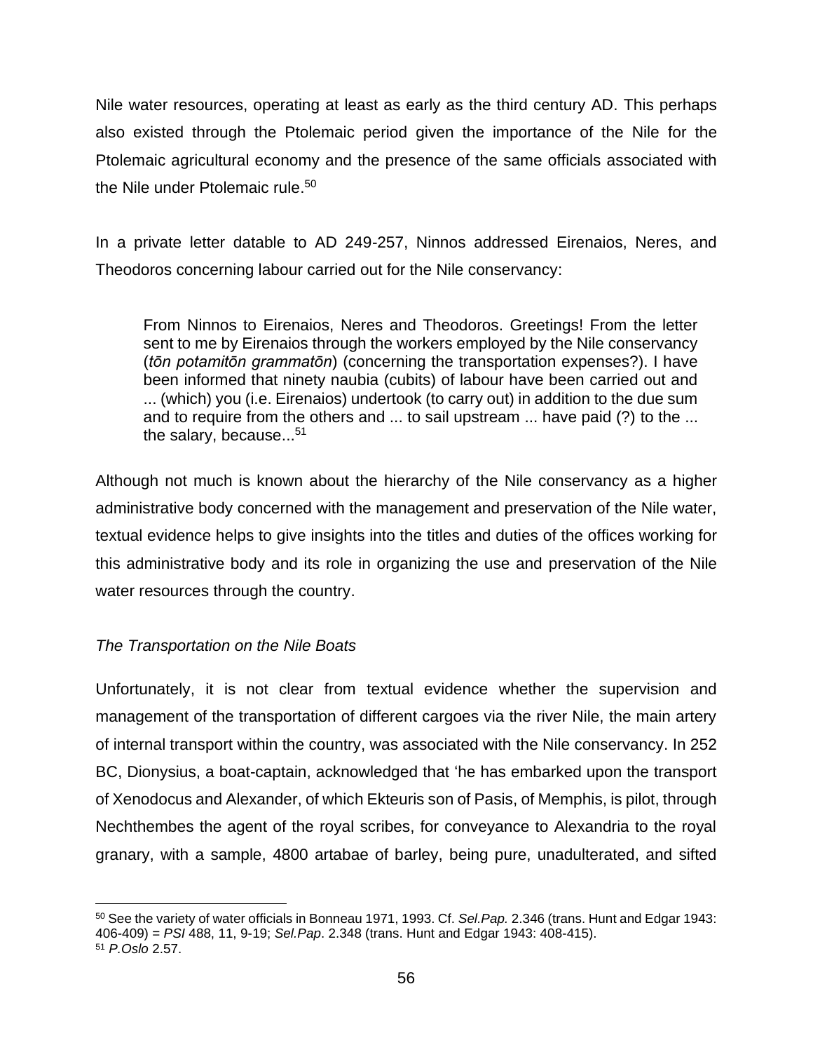Nile water resources, operating at least as early as the third century AD. This perhaps also existed through the Ptolemaic period given the importance of the Nile for the Ptolemaic agricultural economy and the presence of the same officials associated with the Nile under Ptolemaic rule.[50]

In a private letter datable to AD 249-257, Ninnos addressed Eirenaios, Neres, and Theodoros concerning labour carried out for the Nile conservancy:

> From Ninnos to Eirenaios, Neres and Theodoros. Greetings! From the letter sent to me by Eirenaios through the workers employed by the Nile conservancy (*tōn potamitōn grammatōn*) (concerning the transportation expenses?). I have been informed that ninety naubia (cubits) of labour have been carried out and ... (which) you (i.e. Eirenaios) undertook (to carry out) in addition to the due sum and to require from the others and ... to sail upstream ... have paid (?) to the ... the salary, because...[51]

Although not much is known about the hierarchy of the Nile conservancy as a higher administrative body concerned with the management and preservation of the Nile water, textual evidence helps to give insights into the titles and duties of the offices working for this administrative body and its role in organizing the use and preservation of the Nile water resources through the country.

*The Transportation on the Nile Boats*

Unfortunately, it is not clear from textual evidence whether the supervision and management of the transportation of different cargoes via the river Nile, the main artery of internal transport within the country, was associated with the Nile conservancy. In 252 BC, Dionysius, a boat-captain, acknowledged that 'he has embarked upon the transport of Xenodocus and Alexander, of which Ekteuris son of Pasis, of Memphis, is pilot, through Nechthembes the agent of the royal scribes, for conveyance to Alexandria to the royal granary, with a sample, 4800 artabae of barley, being pure, unadulterated, and sifted

---

[50] See the variety of water officials in Bonneau 1971, 1993. Cf. *Sel.Pap.* 2.346 (trans. Hunt and Edgar 1943: 406-409) = *PSI* 488, 11, 9-19; *Sel.Pap*. 2.348 (trans. Hunt and Edgar 1943: 408-415).

[51] *P.Oslo* 2.57.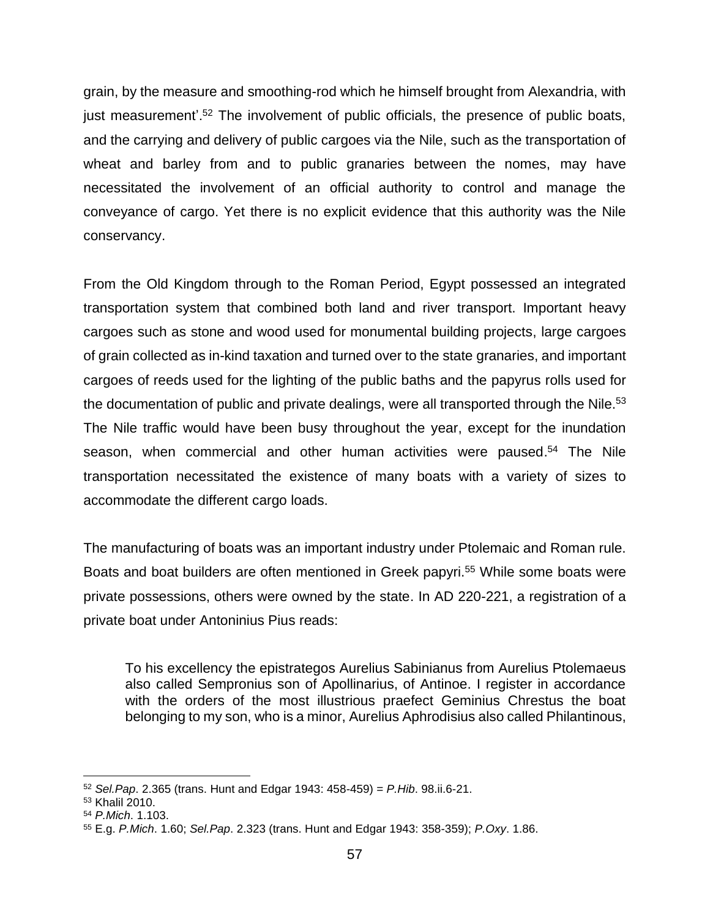grain, by the measure and smoothing-rod which he himself brought from Alexandria, with just measurement'.[52] The involvement of public officials, the presence of public boats, and the carrying and delivery of public cargoes via the Nile, such as the transportation of wheat and barley from and to public granaries between the nomes, may have necessitated the involvement of an official authority to control and manage the conveyance of cargo. Yet there is no explicit evidence that this authority was the Nile conservancy.

From the Old Kingdom through to the Roman Period, Egypt possessed an integrated transportation system that combined both land and river transport. Important heavy cargoes such as stone and wood used for monumental building projects, large cargoes of grain collected as in-kind taxation and turned over to the state granaries, and important cargoes of reeds used for the lighting of the public baths and the papyrus rolls used for the documentation of public and private dealings, were all transported through the Nile.[53] The Nile traffic would have been busy throughout the year, except for the inundation season, when commercial and other human activities were paused.[54] The Nile transportation necessitated the existence of many boats with a variety of sizes to accommodate the different cargo loads.

The manufacturing of boats was an important industry under Ptolemaic and Roman rule. Boats and boat builders are often mentioned in Greek papyri.[55] While some boats were private possessions, others were owned by the state. In AD 220-221, a registration of a private boat under Antoninius Pius reads:

> To his excellency the epistrategos Aurelius Sabinianus from Aurelius Ptolemaeus also called Sempronius son of Apollinarius, of Antinoe. I register in accordance with the orders of the most illustrious praefect Geminius Chrestus the boat belonging to my son, who is a minor, Aurelius Aphrodisius also called Philantinous,

---

[52] *Sel.Pap*. 2.365 (trans. Hunt and Edgar 1943: 458-459) = *P.Hib*. 98.ii.6-21.

[53] Khalil 2010.

[54] *P.Mich*. 1.103.

[55] E.g. *P.Mich*. 1.60; *Sel.Pap*. 2.323 (trans. Hunt and Edgar 1943: 358-359); *P.Oxy*. 1.86.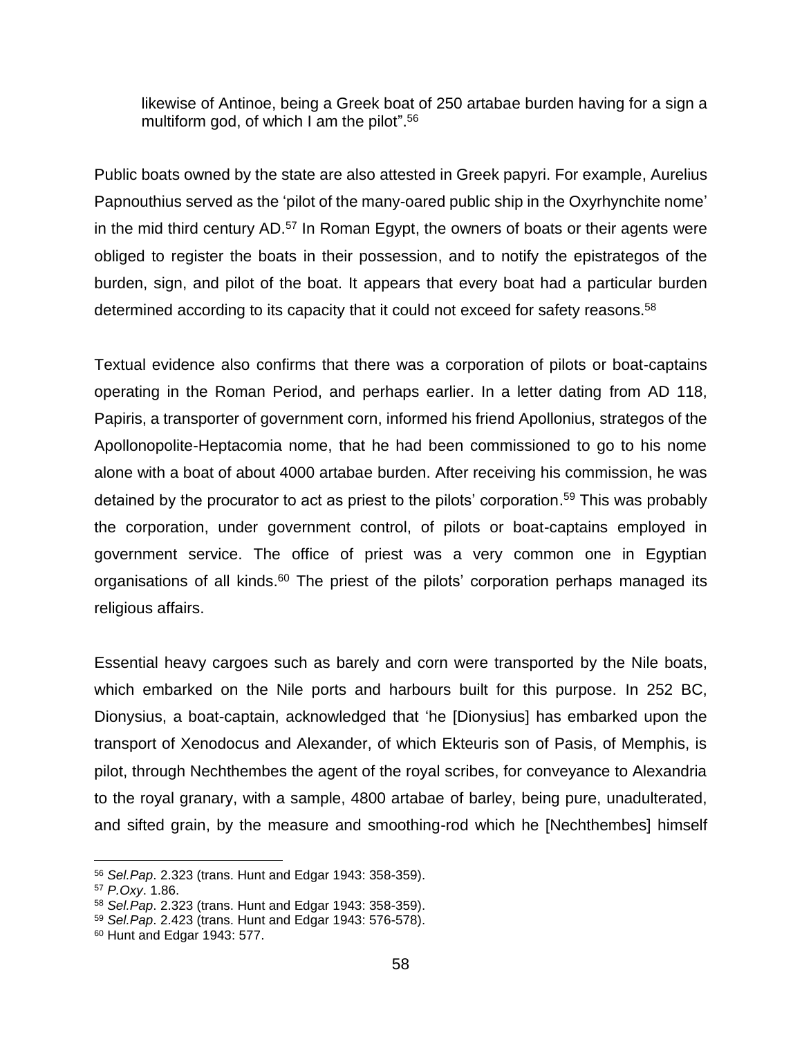> likewise of Antinoe, being a Greek boat of 250 artabae burden having for a sign a multiform god, of which I am the pilot".[56]

Public boats owned by the state are also attested in Greek papyri. For example, Aurelius Papnouthius served as the 'pilot of the many-oared public ship in the Oxyrhynchite nome' in the mid third century AD.[57] In Roman Egypt, the owners of boats or their agents were obliged to register the boats in their possession, and to notify the epistrategos of the burden, sign, and pilot of the boat. It appears that every boat had a particular burden determined according to its capacity that it could not exceed for safety reasons.[58]

Textual evidence also confirms that there was a corporation of pilots or boat-captains operating in the Roman Period, and perhaps earlier. In a letter dating from AD 118, Papiris, a transporter of government corn, informed his friend Apollonius, strategos of the Apollonopolite-Heptacomia nome, that he had been commissioned to go to his nome alone with a boat of about 4000 artabae burden. After receiving his commission, he was detained by the procurator to act as priest to the pilots' corporation.[59] This was probably the corporation, under government control, of pilots or boat-captains employed in government service. The office of priest was a very common one in Egyptian organisations of all kinds.[60] The priest of the pilots' corporation perhaps managed its religious affairs.

Essential heavy cargoes such as barely and corn were transported by the Nile boats, which embarked on the Nile ports and harbours built for this purpose. In 252 BC, Dionysius, a boat-captain, acknowledged that 'he [Dionysius] has embarked upon the transport of Xenodocus and Alexander, of which Ekteuris son of Pasis, of Memphis, is pilot, through Nechthembes the agent of the royal scribes, for conveyance to Alexandria to the royal granary, with a sample, 4800 artabae of barley, being pure, unadulterated, and sifted grain, by the measure and smoothing-rod which he [Nechthembes] himself

---

[56] *Sel.Pap*. 2.323 (trans. Hunt and Edgar 1943: 358-359).

[57] *P.Oxy*. 1.86.

[58] *Sel.Pap*. 2.323 (trans. Hunt and Edgar 1943: 358-359).

[59] *Sel.Pap*. 2.423 (trans. Hunt and Edgar 1943: 576-578).

[60] Hunt and Edgar 1943: 577.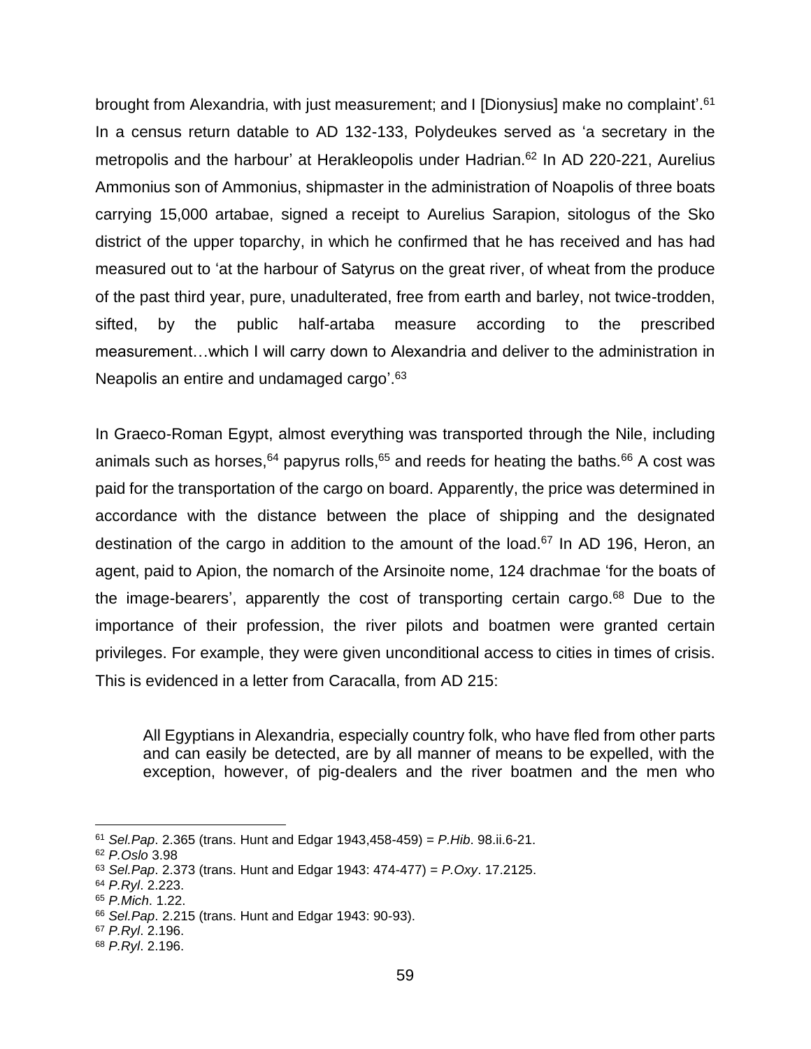brought from Alexandria, with just measurement; and I [Dionysius] make no complaint'.[61] In a census return datable to AD 132-133, Polydeukes served as 'a secretary in the metropolis and the harbour' at Herakleopolis under Hadrian.[62] In AD 220-221, Aurelius Ammonius son of Ammonius, shipmaster in the administration of Noapolis of three boats carrying 15,000 artabae, signed a receipt to Aurelius Sarapion, sitologus of the Sko district of the upper toparchy, in which he confirmed that he has received and has had measured out to 'at the harbour of Satyrus on the great river, of wheat from the produce of the past third year, pure, unadulterated, free from earth and barley, not twice-trodden, sifted, by the public half-artaba measure according to the prescribed measurement…which I will carry down to Alexandria and deliver to the administration in Neapolis an entire and undamaged cargo'.[63]

In Graeco-Roman Egypt, almost everything was transported through the Nile, including animals such as horses,[64] papyrus rolls,[65] and reeds for heating the baths.[66] A cost was paid for the transportation of the cargo on board. Apparently, the price was determined in accordance with the distance between the place of shipping and the designated destination of the cargo in addition to the amount of the load.[67] In AD 196, Heron, an agent, paid to Apion, the nomarch of the Arsinoite nome, 124 drachmae 'for the boats of the image-bearers', apparently the cost of transporting certain cargo.[68] Due to the importance of their profession, the river pilots and boatmen were granted certain privileges. For example, they were given unconditional access to cities in times of crisis. This is evidenced in a letter from Caracalla, from AD 215:

> All Egyptians in Alexandria, especially country folk, who have fled from other parts and can easily be detected, are by all manner of means to be expelled, with the exception, however, of pig-dealers and the river boatmen and the men who

---

[61] *Sel.Pap*. 2.365 (trans. Hunt and Edgar 1943,458-459) = *P.Hib*. 98.ii.6-21.
[62] *P.Oslo* 3.98
[63] *Sel.Pap*. 2.373 (trans. Hunt and Edgar 1943: 474-477) = *P.Oxy*. 17.2125.
[64] *P.Ryl*. 2.223.
[65] *P.Mich*. 1.22.
[66] *Sel.Pap*. 2.215 (trans. Hunt and Edgar 1943: 90-93).
[67] *P.Ryl*. 2.196.
[68] *P.Ryl*. 2.196.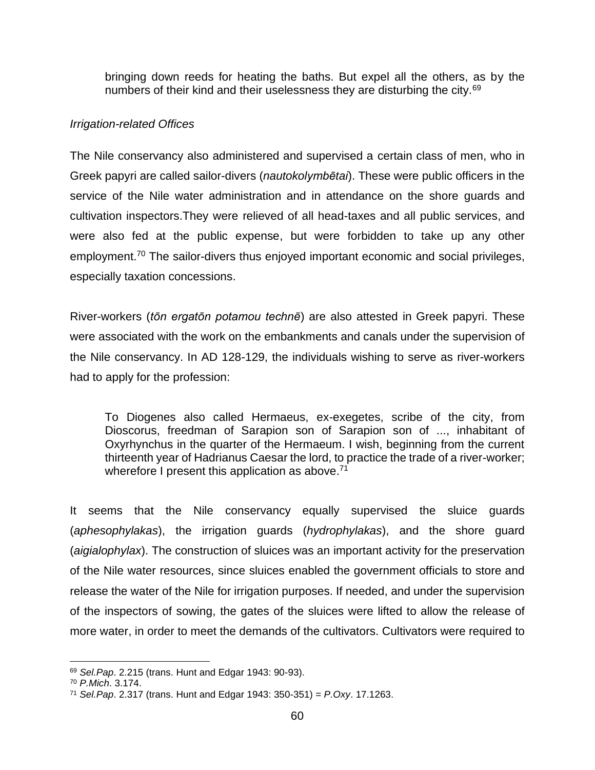> bringing down reeds for heating the baths. But expel all the others, as by the numbers of their kind and their uselessness they are disturbing the city.[69]

*Irrigation-related Offices*

The Nile conservancy also administered and supervised a certain class of men, who in Greek papyri are called sailor-divers (*nautokolymbētai*). These were public officers in the service of the Nile water administration and in attendance on the shore guards and cultivation inspectors.They were relieved of all head-taxes and all public services, and were also fed at the public expense, but were forbidden to take up any other employment.[70] The sailor-divers thus enjoyed important economic and social privileges, especially taxation concessions.

River-workers (*tōn ergatōn potamou technē*) are also attested in Greek papyri. These were associated with the work on the embankments and canals under the supervision of the Nile conservancy. In AD 128-129, the individuals wishing to serve as river-workers had to apply for the profession:

> To Diogenes also called Hermaeus, ex-exegetes, scribe of the city, from Dioscorus, freedman of Sarapion son of Sarapion son of ..., inhabitant of Oxyrhynchus in the quarter of the Hermaeum. I wish, beginning from the current thirteenth year of Hadrianus Caesar the lord, to practice the trade of a river-worker; wherefore I present this application as above.[71]

It seems that the Nile conservancy equally supervised the sluice guards (*aphesophylakas*), the irrigation guards (*hydrophylakas*), and the shore guard (*aigialophylax*). The construction of sluices was an important activity for the preservation of the Nile water resources, since sluices enabled the government officials to store and release the water of the Nile for irrigation purposes. If needed, and under the supervision of the inspectors of sowing, the gates of the sluices were lifted to allow the release of more water, in order to meet the demands of the cultivators. Cultivators were required to

---

[69] *Sel.Pap*. 2.215 (trans. Hunt and Edgar 1943: 90-93).
[70] *P.Mich*. 3.174.
[71] *Sel.Pap*. 2.317 (trans. Hunt and Edgar 1943: 350-351) = *P.Oxy*. 17.1263.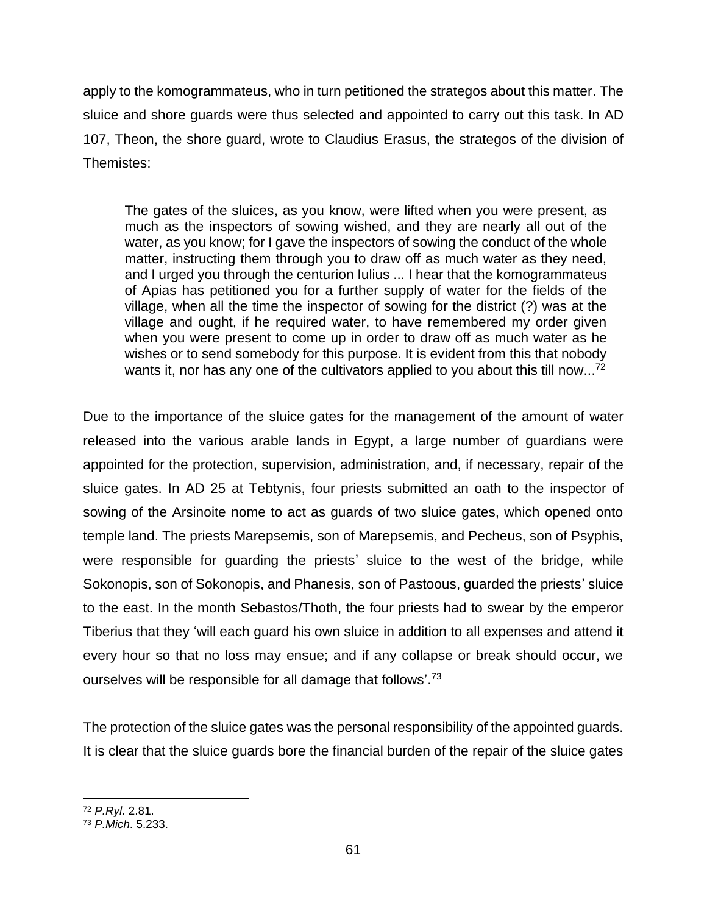apply to the komogrammateus, who in turn petitioned the strategos about this matter. The sluice and shore guards were thus selected and appointed to carry out this task. In AD 107, Theon, the shore guard, wrote to Claudius Erasus, the strategos of the division of Themistes:

> The gates of the sluices, as you know, were lifted when you were present, as much as the inspectors of sowing wished, and they are nearly all out of the water, as you know; for I gave the inspectors of sowing the conduct of the whole matter, instructing them through you to draw off as much water as they need, and I urged you through the centurion Iulius ... I hear that the komogrammateus of Apias has petitioned you for a further supply of water for the fields of the village, when all the time the inspector of sowing for the district (?) was at the village and ought, if he required water, to have remembered my order given when you were present to come up in order to draw off as much water as he wishes or to send somebody for this purpose. It is evident from this that nobody wants it, nor has any one of the cultivators applied to you about this till now...[72]

Due to the importance of the sluice gates for the management of the amount of water released into the various arable lands in Egypt, a large number of guardians were appointed for the protection, supervision, administration, and, if necessary, repair of the sluice gates. In AD 25 at Tebtynis, four priests submitted an oath to the inspector of sowing of the Arsinoite nome to act as guards of two sluice gates, which opened onto temple land. The priests Marepsemis, son of Marepsemis, and Pecheus, son of Psyphis, were responsible for guarding the priests' sluice to the west of the bridge, while Sokonopis, son of Sokonopis, and Phanesis, son of Pastoous, guarded the priests' sluice to the east. In the month Sebastos/Thoth, the four priests had to swear by the emperor Tiberius that they 'will each guard his own sluice in addition to all expenses and attend it every hour so that no loss may ensue; and if any collapse or break should occur, we ourselves will be responsible for all damage that follows'.[73]

The protection of the sluice gates was the personal responsibility of the appointed guards. It is clear that the sluice guards bore the financial burden of the repair of the sluice gates

---

[72] *P.Ryl*. 2.81.

[73] *P.Mich*. 5.233.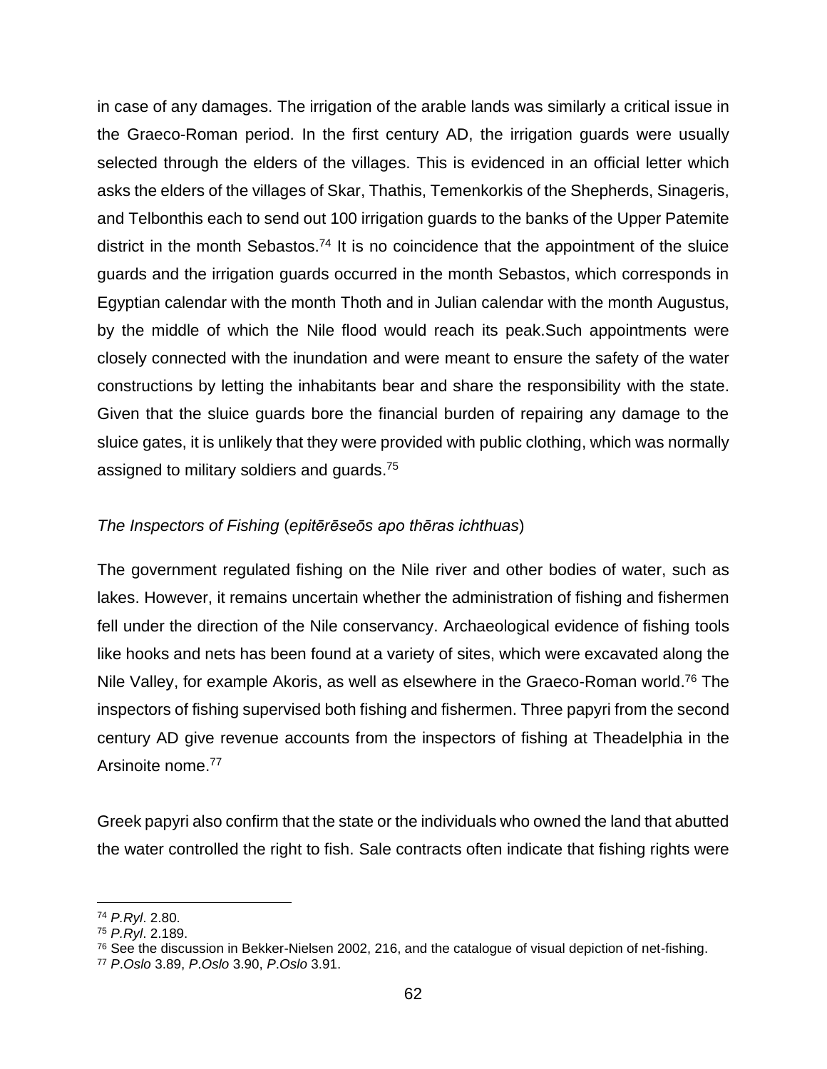in case of any damages. The irrigation of the arable lands was similarly a critical issue in the Graeco-Roman period. In the first century AD, the irrigation guards were usually selected through the elders of the villages. This is evidenced in an official letter which asks the elders of the villages of Skar, Thathis, Temenkorkis of the Shepherds, Sinageris, and Telbonthis each to send out 100 irrigation guards to the banks of the Upper Patemite district in the month Sebastos.[74] It is no coincidence that the appointment of the sluice guards and the irrigation guards occurred in the month Sebastos, which corresponds in Egyptian calendar with the month Thoth and in Julian calendar with the month Augustus, by the middle of which the Nile flood would reach its peak.Such appointments were closely connected with the inundation and were meant to ensure the safety of the water constructions by letting the inhabitants bear and share the responsibility with the state. Given that the sluice guards bore the financial burden of repairing any damage to the sluice gates, it is unlikely that they were provided with public clothing, which was normally assigned to military soldiers and guards.[75]

*The Inspectors of Fishing* (*epitērēseōs apo thēras ichthuas*)

The government regulated fishing on the Nile river and other bodies of water, such as lakes. However, it remains uncertain whether the administration of fishing and fishermen fell under the direction of the Nile conservancy. Archaeological evidence of fishing tools like hooks and nets has been found at a variety of sites, which were excavated along the Nile Valley, for example Akoris, as well as elsewhere in the Graeco-Roman world.[76] The inspectors of fishing supervised both fishing and fishermen. Three papyri from the second century AD give revenue accounts from the inspectors of fishing at Theadelphia in the Arsinoite nome.[77]

Greek papyri also confirm that the state or the individuals who owned the land that abutted the water controlled the right to fish. Sale contracts often indicate that fishing rights were

---

[74] *P.Ryl*. 2.80.

[75] *P.Ryl*. 2.189.

[76] See the discussion in Bekker-Nielsen 2002, 216, and the catalogue of visual depiction of net-fishing.

[77] *P.Oslo* 3.89, *P.Oslo* 3.90, *P.Oslo* 3.91.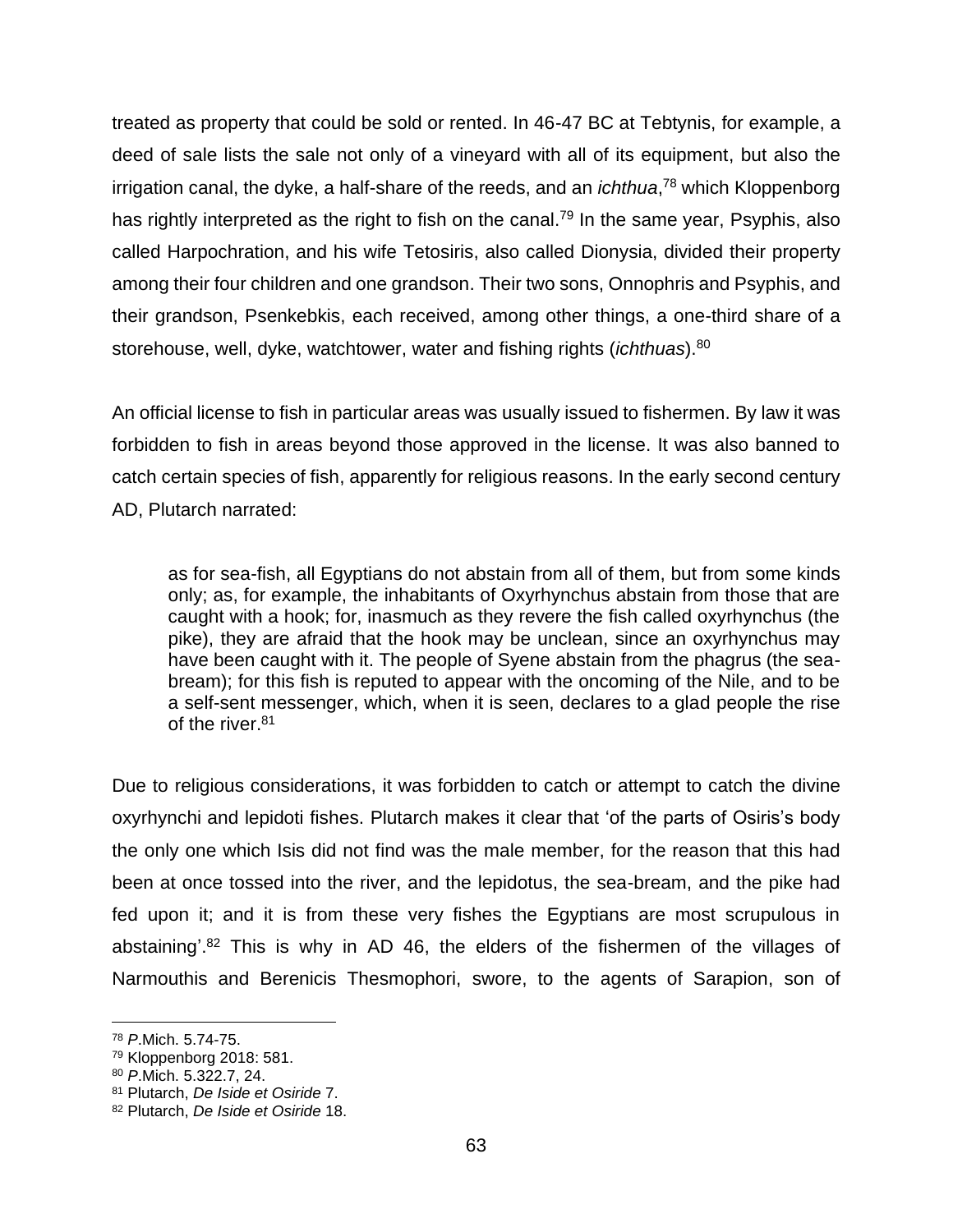treated as property that could be sold or rented. In 46-47 BC at Tebtynis, for example, a deed of sale lists the sale not only of a vineyard with all of its equipment, but also the irrigation canal, the dyke, a half-share of the reeds, and an *ichthua*,[78] which Kloppenborg has rightly interpreted as the right to fish on the canal.[79] In the same year, Psyphis, also called Harpochration, and his wife Tetosiris, also called Dionysia, divided their property among their four children and one grandson. Their two sons, Onnophris and Psyphis, and their grandson, Psenkebkis, each received, among other things, a one-third share of a storehouse, well, dyke, watchtower, water and fishing rights (*ichthuas*).[80]

An official license to fish in particular areas was usually issued to fishermen. By law it was forbidden to fish in areas beyond those approved in the license. It was also banned to catch certain species of fish, apparently for religious reasons. In the early second century AD, Plutarch narrated:

> as for sea-fish, all Egyptians do not abstain from all of them, but from some kinds only; as, for example, the inhabitants of Oxyrhynchus abstain from those that are caught with a hook; for, inasmuch as they revere the fish called oxyrhynchus (the pike), they are afraid that the hook may be unclean, since an oxyrhynchus may have been caught with it. The people of Syene abstain from the phagrus (the sea-bream); for this fish is reputed to appear with the oncoming of the Nile, and to be a self-sent messenger, which, when it is seen, declares to a glad people the rise of the river.[81]

Due to religious considerations, it was forbidden to catch or attempt to catch the divine oxyrhynchi and lepidoti fishes. Plutarch makes it clear that 'of the parts of Osiris's body the only one which Isis did not find was the male member, for the reason that this had been at once tossed into the river, and the lepidotus, the sea-bream, and the pike had fed upon it; and it is from these very fishes the Egyptians are most scrupulous in abstaining'.[82] This is why in AD 46, the elders of the fishermen of the villages of Narmouthis and Berenicis Thesmophori, swore, to the agents of Sarapion, son of

---

[78] *P*.Mich. 5.74-75.

[79] Kloppenborg 2018: 581.

[80] *P*.Mich. 5.322.7, 24.

[81] Plutarch, *De Iside et Osiride* 7.

[82] Plutarch, *De Iside et Osiride* 18.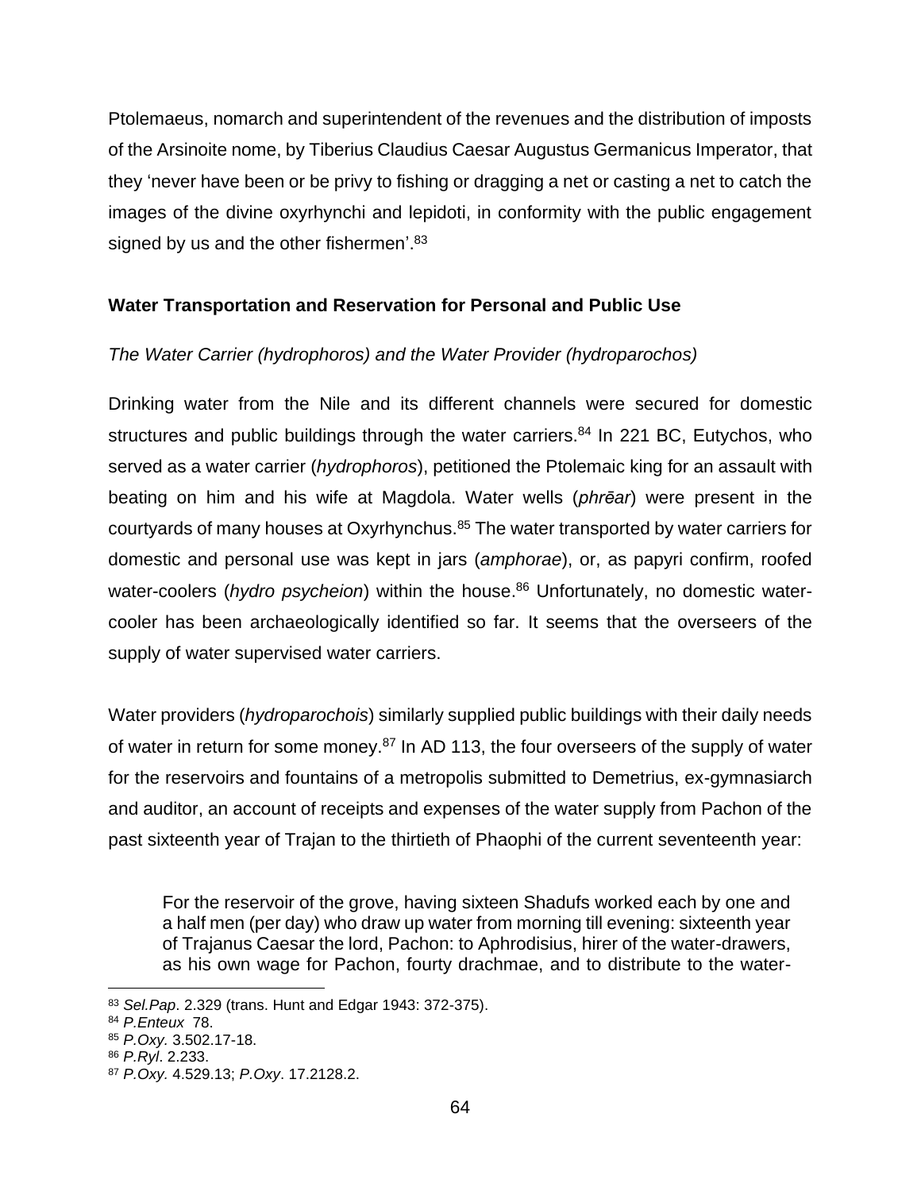Ptolemaeus, nomarch and superintendent of the revenues and the distribution of imposts of the Arsinoite nome, by Tiberius Claudius Caesar Augustus Germanicus Imperator, that they 'never have been or be privy to fishing or dragging a net or casting a net to catch the images of the divine oxyrhynchi and lepidoti, in conformity with the public engagement signed by us and the other fishermen'.[83]

## Water Transportation and Reservation for Personal and Public Use

### *The Water Carrier (hydrophoros) and the Water Provider (hydroparochos)*

Drinking water from the Nile and its different channels were secured for domestic structures and public buildings through the water carriers.[84] In 221 BC, Eutychos, who served as a water carrier (*hydrophoros*), petitioned the Ptolemaic king for an assault with beating on him and his wife at Magdola. Water wells (*phrēar*) were present in the courtyards of many houses at Oxyrhynchus.[85] The water transported by water carriers for domestic and personal use was kept in jars (*amphorae*), or, as papyri confirm, roofed water-coolers (*hydro psycheion*) within the house.[86] Unfortunately, no domestic water-cooler has been archaeologically identified so far. It seems that the overseers of the supply of water supervised water carriers.

Water providers (*hydroparochois*) similarly supplied public buildings with their daily needs of water in return for some money.[87] In AD 113, the four overseers of the supply of water for the reservoirs and fountains of a metropolis submitted to Demetrius, ex-gymnasiarch and auditor, an account of receipts and expenses of the water supply from Pachon of the past sixteenth year of Trajan to the thirtieth of Phaophi of the current seventeenth year:

> For the reservoir of the grove, having sixteen Shadufs worked each by one and a half men (per day) who draw up water from morning till evening: sixteenth year of Trajanus Caesar the lord, Pachon: to Aphrodisius, hirer of the water-drawers, as his own wage for Pachon, fourty drachmae, and to distribute to the water-

---

[83] *Sel.Pap*. 2.329 (trans. Hunt and Edgar 1943: 372-375).

[84] *P.Enteux* 78.

[85] *P.Oxy.* 3.502.17-18.

[86] *P.Ryl*. 2.233.

[87] *P.Oxy.* 4.529.13; *P.Oxy*. 17.2128.2.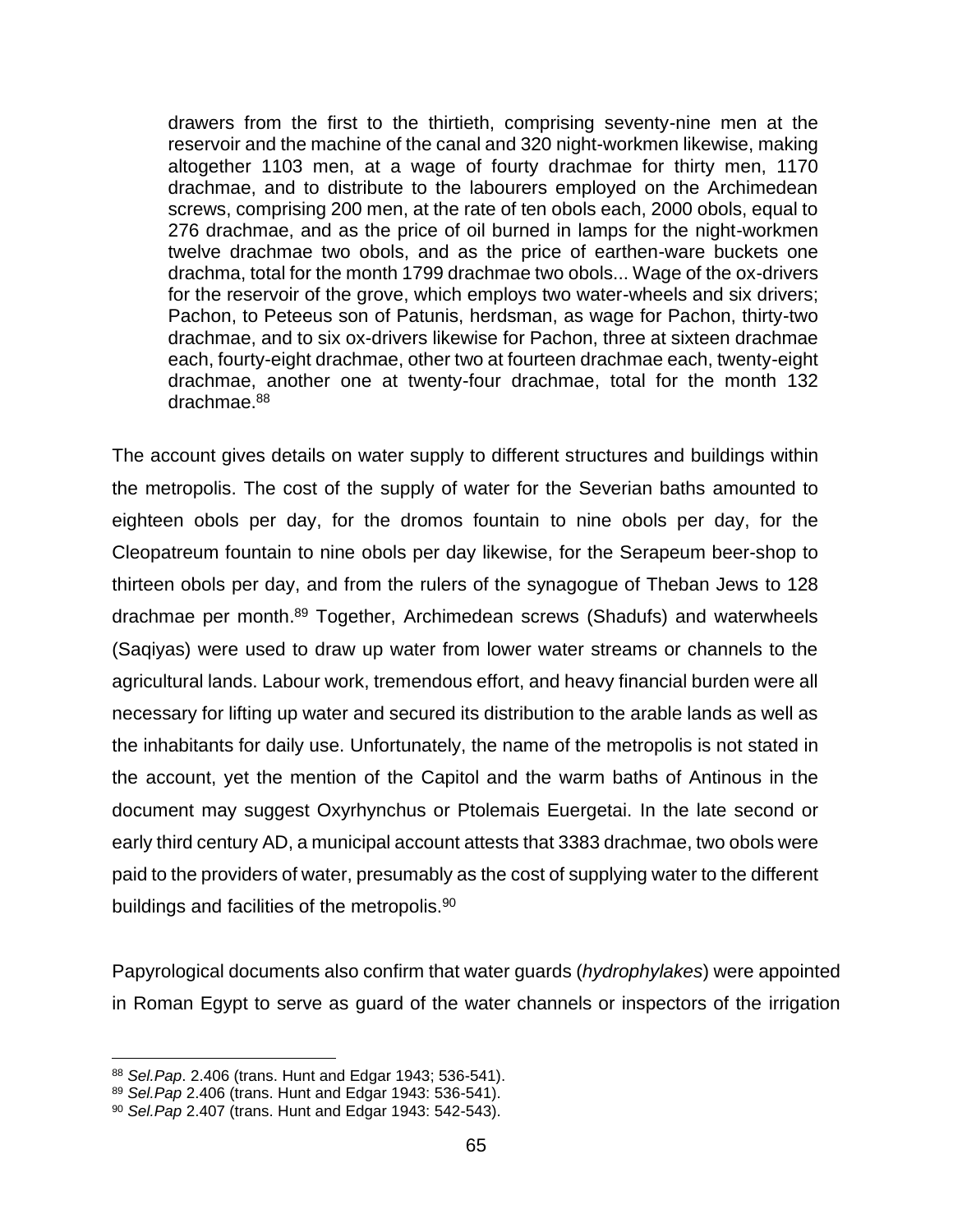> drawers from the first to the thirtieth, comprising seventy-nine men at the reservoir and the machine of the canal and 320 night-workmen likewise, making altogether 1103 men, at a wage of fourty drachmae for thirty men, 1170 drachmae, and to distribute to the labourers employed on the Archimedean screws, comprising 200 men, at the rate of ten obols each, 2000 obols, equal to 276 drachmae, and as the price of oil burned in lamps for the night-workmen twelve drachmae two obols, and as the price of earthen-ware buckets one drachma, total for the month 1799 drachmae two obols... Wage of the ox-drivers for the reservoir of the grove, which employs two water-wheels and six drivers; Pachon, to Peteeus son of Patunis, herdsman, as wage for Pachon, thirty-two drachmae, and to six ox-drivers likewise for Pachon, three at sixteen drachmae each, fourty-eight drachmae, other two at fourteen drachmae each, twenty-eight drachmae, another one at twenty-four drachmae, total for the month 132 drachmae.[88]

The account gives details on water supply to different structures and buildings within the metropolis. The cost of the supply of water for the Severian baths amounted to eighteen obols per day, for the dromos fountain to nine obols per day, for the Cleopatreum fountain to nine obols per day likewise, for the Serapeum beer-shop to thirteen obols per day, and from the rulers of the synagogue of Theban Jews to 128 drachmae per month.[89] Together, Archimedean screws (Shadufs) and waterwheels (Saqiyas) were used to draw up water from lower water streams or channels to the agricultural lands. Labour work, tremendous effort, and heavy financial burden were all necessary for lifting up water and secured its distribution to the arable lands as well as the inhabitants for daily use. Unfortunately, the name of the metropolis is not stated in the account, yet the mention of the Capitol and the warm baths of Antinous in the document may suggest Oxyrhynchus or Ptolemais Euergetai. In the late second or early third century AD, a municipal account attests that 3383 drachmae, two obols were paid to the providers of water, presumably as the cost of supplying water to the different buildings and facilities of the metropolis.[90]

Papyrological documents also confirm that water guards (*hydrophylakes*) were appointed in Roman Egypt to serve as guard of the water channels or inspectors of the irrigation

---

[88] *Sel.Pap*. 2.406 (trans. Hunt and Edgar 1943; 536-541).

[89] *Sel.Pap* 2.406 (trans. Hunt and Edgar 1943: 536-541).

[90] *Sel.Pap* 2.407 (trans. Hunt and Edgar 1943: 542-543).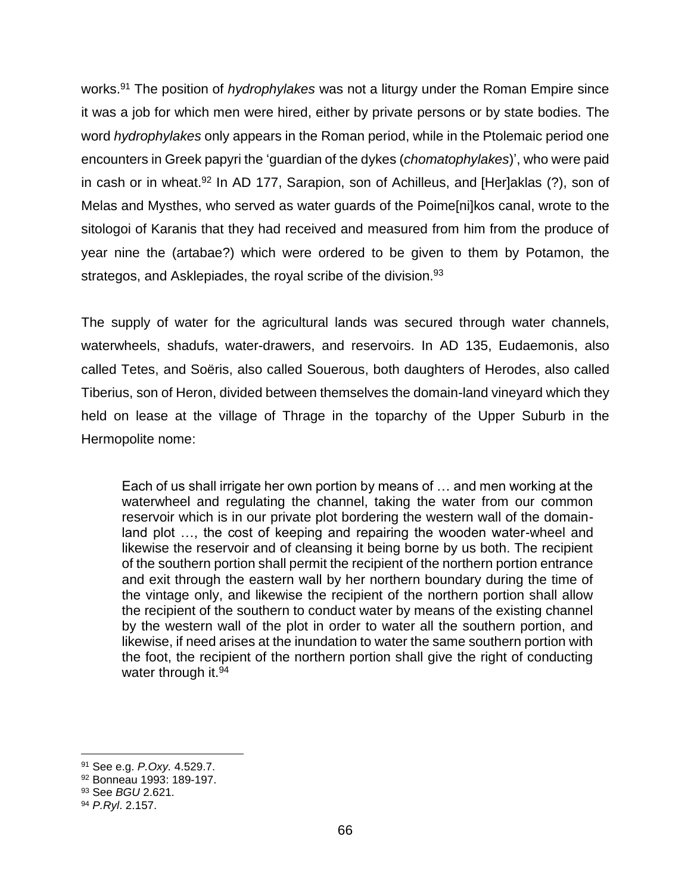works.[91] The position of *hydrophylakes* was not a liturgy under the Roman Empire since it was a job for which men were hired, either by private persons or by state bodies. The word *hydrophylakes* only appears in the Roman period, while in the Ptolemaic period one encounters in Greek papyri the 'guardian of the dykes (*chomatophylakes*)', who were paid in cash or in wheat.[92] In AD 177, Sarapion, son of Achilleus, and [Her]aklas (?), son of Melas and Mysthes, who served as water guards of the Poime[ni]kos canal, wrote to the sitologoi of Karanis that they had received and measured from him from the produce of year nine the (artabae?) which were ordered to be given to them by Potamon, the strategos, and Asklepiades, the royal scribe of the division.[93]

The supply of water for the agricultural lands was secured through water channels, waterwheels, shadufs, water-drawers, and reservoirs. In AD 135, Eudaemonis, also called Tetes, and Soëris, also called Souerous, both daughters of Herodes, also called Tiberius, son of Heron, divided between themselves the domain-land vineyard which they held on lease at the village of Thrage in the toparchy of the Upper Suburb in the Hermopolite nome:

> Each of us shall irrigate her own portion by means of … and men working at the waterwheel and regulating the channel, taking the water from our common reservoir which is in our private plot bordering the western wall of the domain-land plot …, the cost of keeping and repairing the wooden water-wheel and likewise the reservoir and of cleansing it being borne by us both. The recipient of the southern portion shall permit the recipient of the northern portion entrance and exit through the eastern wall by her northern boundary during the time of the vintage only, and likewise the recipient of the northern portion shall allow the recipient of the southern to conduct water by means of the existing channel by the western wall of the plot in order to water all the southern portion, and likewise, if need arises at the inundation to water the same southern portion with the foot, the recipient of the northern portion shall give the right of conducting water through it.[94]

---

[91] See e.g. *P.Oxy.* 4.529.7.

[92] Bonneau 1993: 189-197.

[93] See *BGU* 2.621.

[94] *P.Ryl*. 2.157.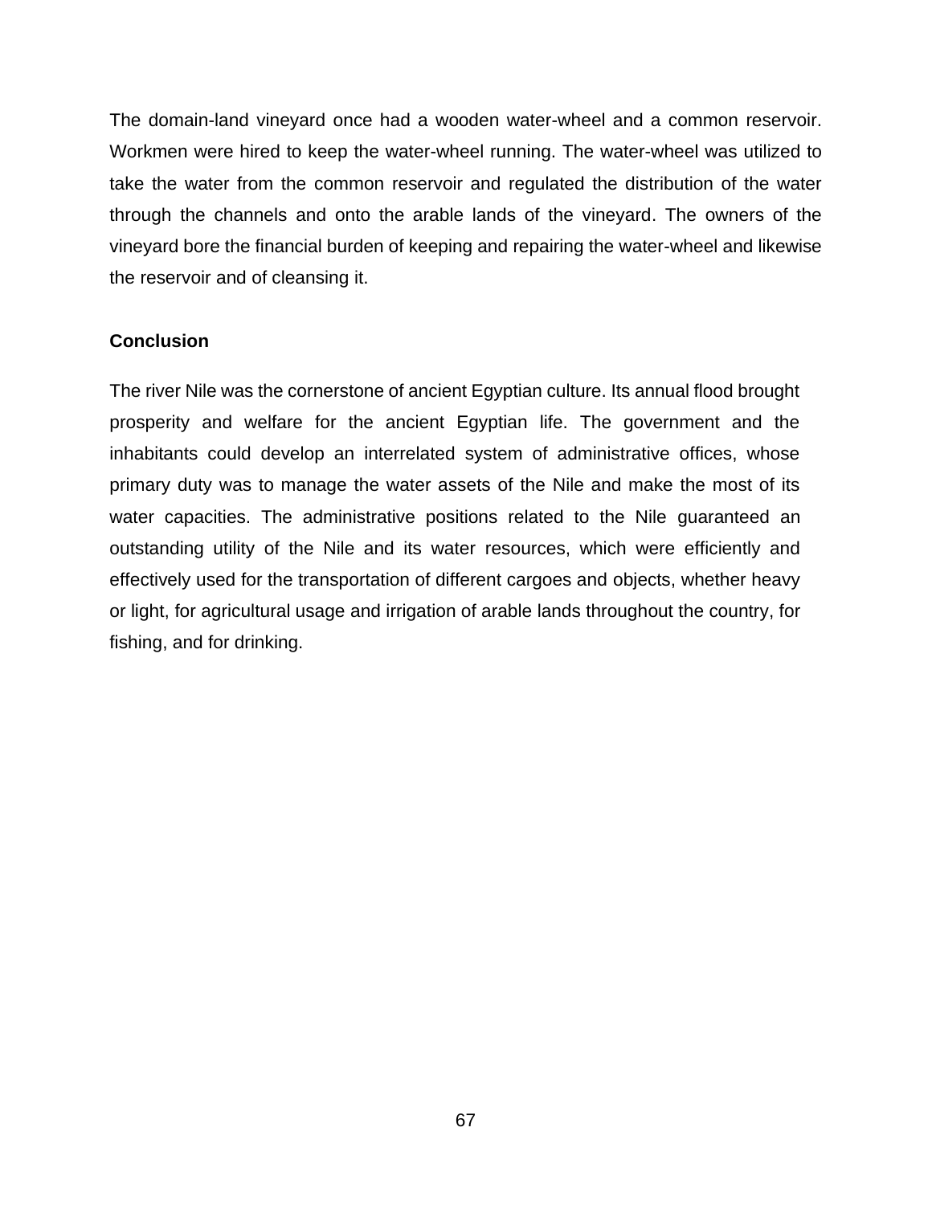The domain-land vineyard once had a wooden water-wheel and a common reservoir. Workmen were hired to keep the water-wheel running. The water-wheel was utilized to take the water from the common reservoir and regulated the distribution of the water through the channels and onto the arable lands of the vineyard. The owners of the vineyard bore the financial burden of keeping and repairing the water-wheel and likewise the reservoir and of cleansing it.

## Conclusion

The river Nile was the cornerstone of ancient Egyptian culture. Its annual flood brought prosperity and welfare for the ancient Egyptian life. The government and the inhabitants could develop an interrelated system of administrative offices, whose primary duty was to manage the water assets of the Nile and make the most of its water capacities. The administrative positions related to the Nile guaranteed an outstanding utility of the Nile and its water resources, which were efficiently and effectively used for the transportation of different cargoes and objects, whether heavy or light, for agricultural usage and irrigation of arable lands throughout the country, for fishing, and for drinking.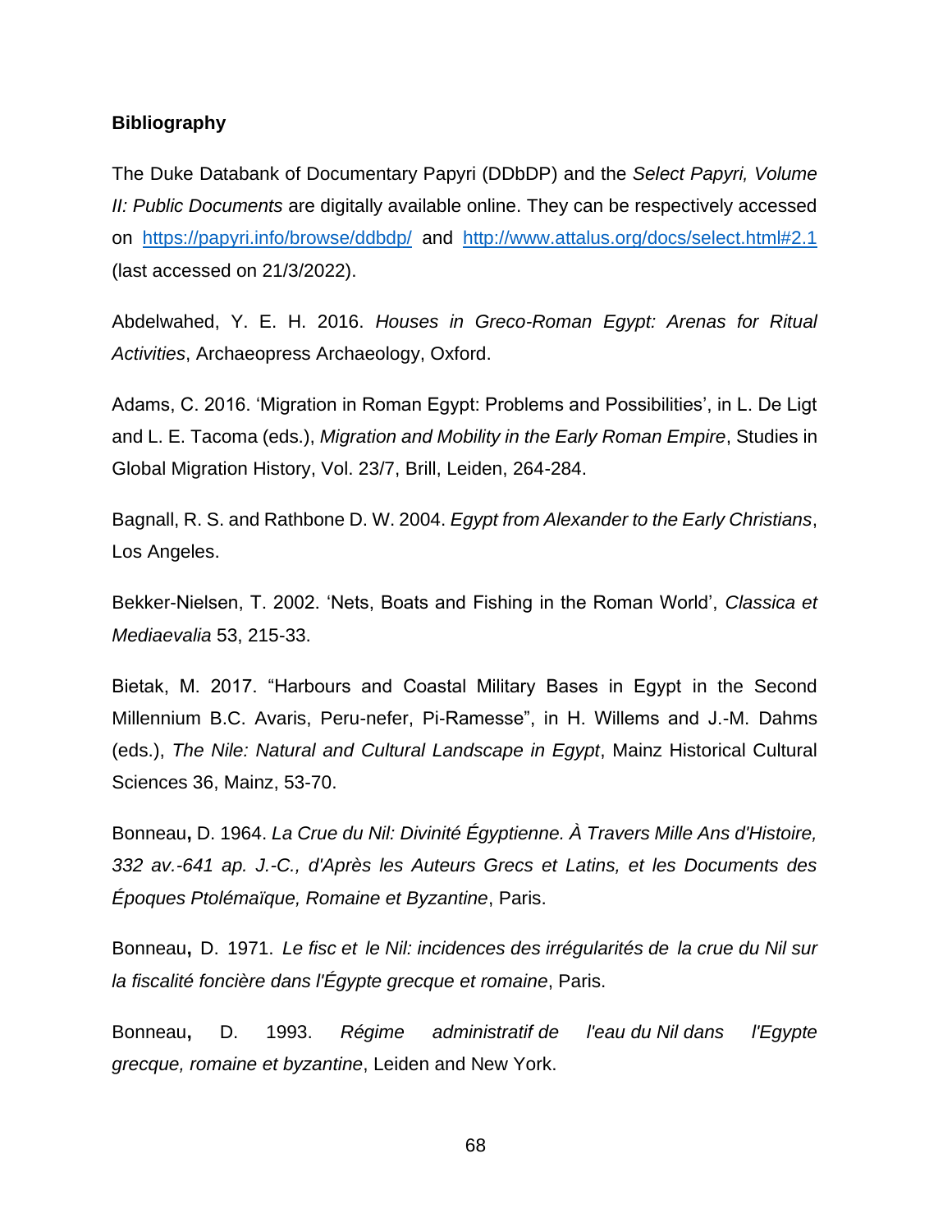**Bibliography**

The Duke Databank of Documentary Papyri (DDbDP) and the *Select Papyri, Volume II: Public Documents* are digitally available online. They can be respectively accessed on https://papyri.info/browse/ddbdp/ and http://www.attalus.org/docs/select.html#2.1 (last accessed on 21/3/2022).

Abdelwahed, Y. E. H. 2016. *Houses in Greco-Roman Egypt: Arenas for Ritual Activities*, Archaeopress Archaeology, Oxford.

Adams, C. 2016. 'Migration in Roman Egypt: Problems and Possibilities', in L. De Ligt and L. E. Tacoma (eds.), *Migration and Mobility in the Early Roman Empire*, Studies in Global Migration History, Vol. 23/7, Brill, Leiden, 264-284.

Bagnall, R. S. and Rathbone D. W. 2004. *Egypt from Alexander to the Early Christians*, Los Angeles.

Bekker-Nielsen, T. 2002. 'Nets, Boats and Fishing in the Roman World', *Classica et Mediaevalia* 53, 215-33.

Bietak, M. 2017. "Harbours and Coastal Military Bases in Egypt in the Second Millennium B.C. Avaris, Peru-nefer, Pi-Ramesse", in H. Willems and J.-M. Dahms (eds.), *The Nile: Natural and Cultural Landscape in Egypt*, Mainz Historical Cultural Sciences 36, Mainz, 53-70.

Bonneau**,** D. 1964. *La Crue du Nil: Divinité Égyptienne. À Travers Mille Ans d'Histoire, 332 av.-641 ap. J.-C., d'Après les Auteurs Grecs et Latins, et les Documents des Époques Ptolémaïque, Romaine et Byzantine*, Paris.

Bonneau**,** D. 1971. *Le fisc et le Nil: incidences des irrégularités de la crue du Nil sur la fiscalité foncière dans l'Égypte grecque et romaine*, Paris.

Bonneau**,** D. 1993. *Régime administratif de l'eau du Nil dans l'Egypte grecque, romaine et byzantine*, Leiden and New York.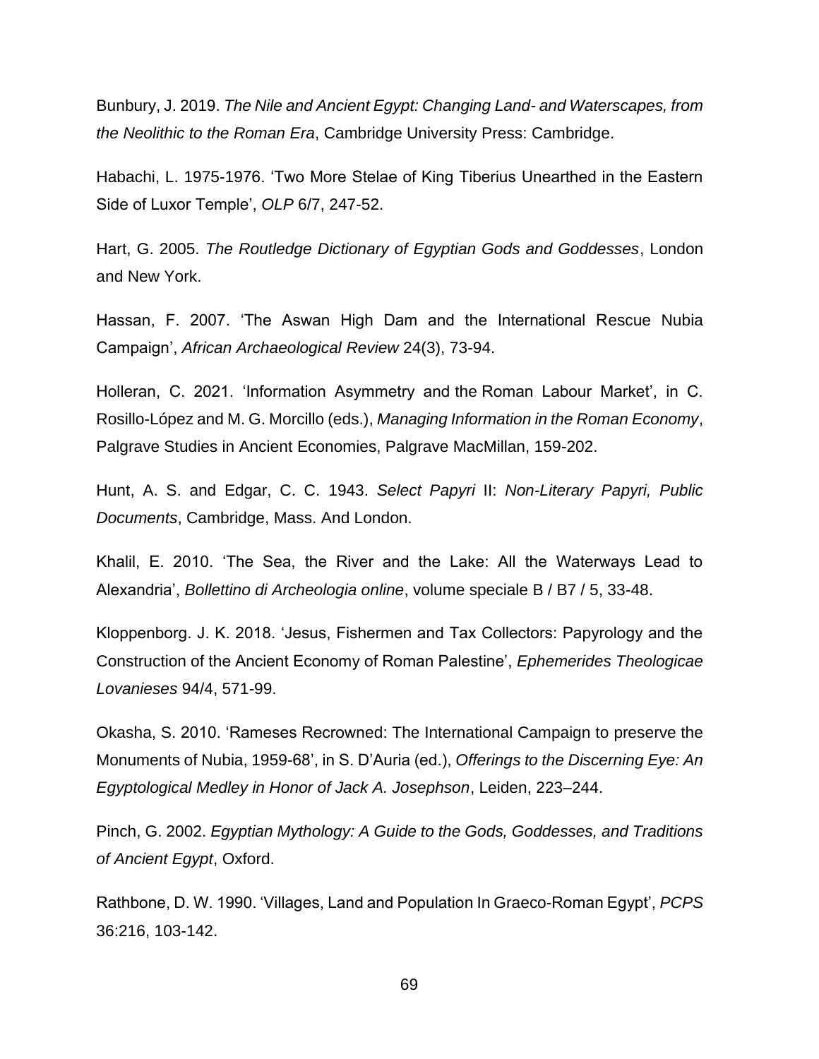Bunbury, J. 2019. *The Nile and Ancient Egypt: Changing Land- and Waterscapes, from the Neolithic to the Roman Era*, Cambridge University Press: Cambridge.

Habachi, L. 1975-1976. 'Two More Stelae of King Tiberius Unearthed in the Eastern Side of Luxor Temple', *OLP* 6/7, 247-52.

Hart, G. 2005. *The Routledge Dictionary of Egyptian Gods and Goddesses*, London and New York.

Hassan, F. 2007. 'The Aswan High Dam and the International Rescue Nubia Campaign', *African Archaeological Review* 24(3), 73-94.

Holleran, C. 2021. 'Information Asymmetry and the Roman Labour Market', in C. Rosillo-López and M. G. Morcillo (eds.), *Managing Information in the Roman Economy*, Palgrave Studies in Ancient Economies, Palgrave MacMillan, 159-202.

Hunt, A. S. and Edgar, C. C. 1943. *Select Papyri* II: *Non-Literary Papyri, Public Documents*, Cambridge, Mass. And London.

Khalil, E. 2010. 'The Sea, the River and the Lake: All the Waterways Lead to Alexandria', *Bollettino di Archeologia online*, volume speciale B / B7 / 5, 33-48.

Kloppenborg. J. K. 2018. 'Jesus, Fishermen and Tax Collectors: Papyrology and the Construction of the Ancient Economy of Roman Palestine', *Ephemerides Theologicae Lovanieses* 94/4, 571-99.

Okasha, S. 2010. 'Rameses Recrowned: The International Campaign to preserve the Monuments of Nubia, 1959-68', in S. D'Auria (ed.), *Offerings to the Discerning Eye: An Egyptological Medley in Honor of Jack A. Josephson*, Leiden, 223–244.

Pinch, G. 2002. *Egyptian Mythology: A Guide to the Gods, Goddesses, and Traditions of Ancient Egypt*, Oxford.

Rathbone, D. W. 1990. 'Villages, Land and Population In Graeco-Roman Egypt', *PCPS* 36:216, 103-142.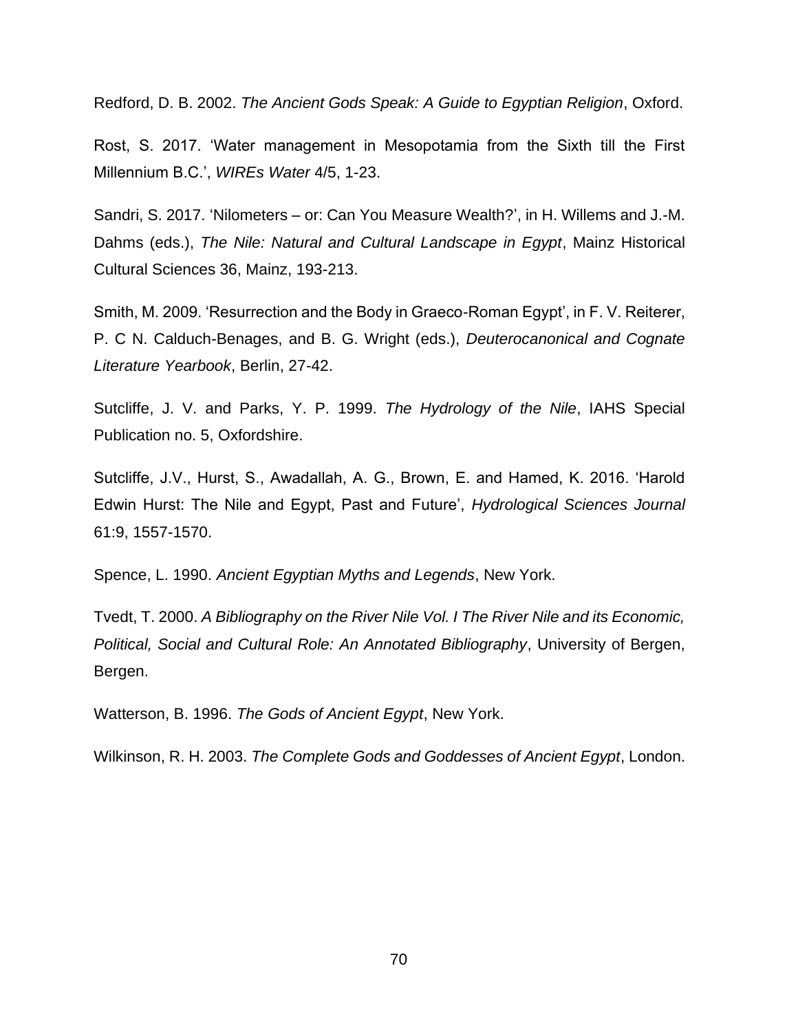Redford, D. B. 2002. *The Ancient Gods Speak: A Guide to Egyptian Religion*, Oxford.

Rost, S. 2017. 'Water management in Mesopotamia from the Sixth till the First Millennium B.C.', *WIREs Water* 4/5, 1-23.

Sandri, S. 2017. 'Nilometers – or: Can You Measure Wealth?', in H. Willems and J.-M. Dahms (eds.), *The Nile: Natural and Cultural Landscape in Egypt*, Mainz Historical Cultural Sciences 36, Mainz, 193-213.

Smith, M. 2009. 'Resurrection and the Body in Graeco-Roman Egypt', in F. V. Reiterer, P. C N. Calduch-Benages, and B. G. Wright (eds.), *Deuterocanonical and Cognate Literature Yearbook*, Berlin, 27-42.

Sutcliffe, J. V. and Parks, Y. P. 1999. *The Hydrology of the Nile*, IAHS Special Publication no. 5, Oxfordshire.

Sutcliffe, J.V., Hurst, S., Awadallah, A. G., Brown, E. and Hamed, K. 2016. 'Harold Edwin Hurst: The Nile and Egypt, Past and Future', *Hydrological Sciences Journal* 61:9, 1557-1570.

Spence, L. 1990. *Ancient Egyptian Myths and Legends*, New York.

Tvedt, T. 2000. *A Bibliography on the River Nile Vol. I The River Nile and its Economic, Political, Social and Cultural Role: An Annotated Bibliography*, University of Bergen, Bergen.

Watterson, B. 1996. *The Gods of Ancient Egypt*, New York.

Wilkinson, R. H. 2003. *The Complete Gods and Goddesses of Ancient Egypt*, London.